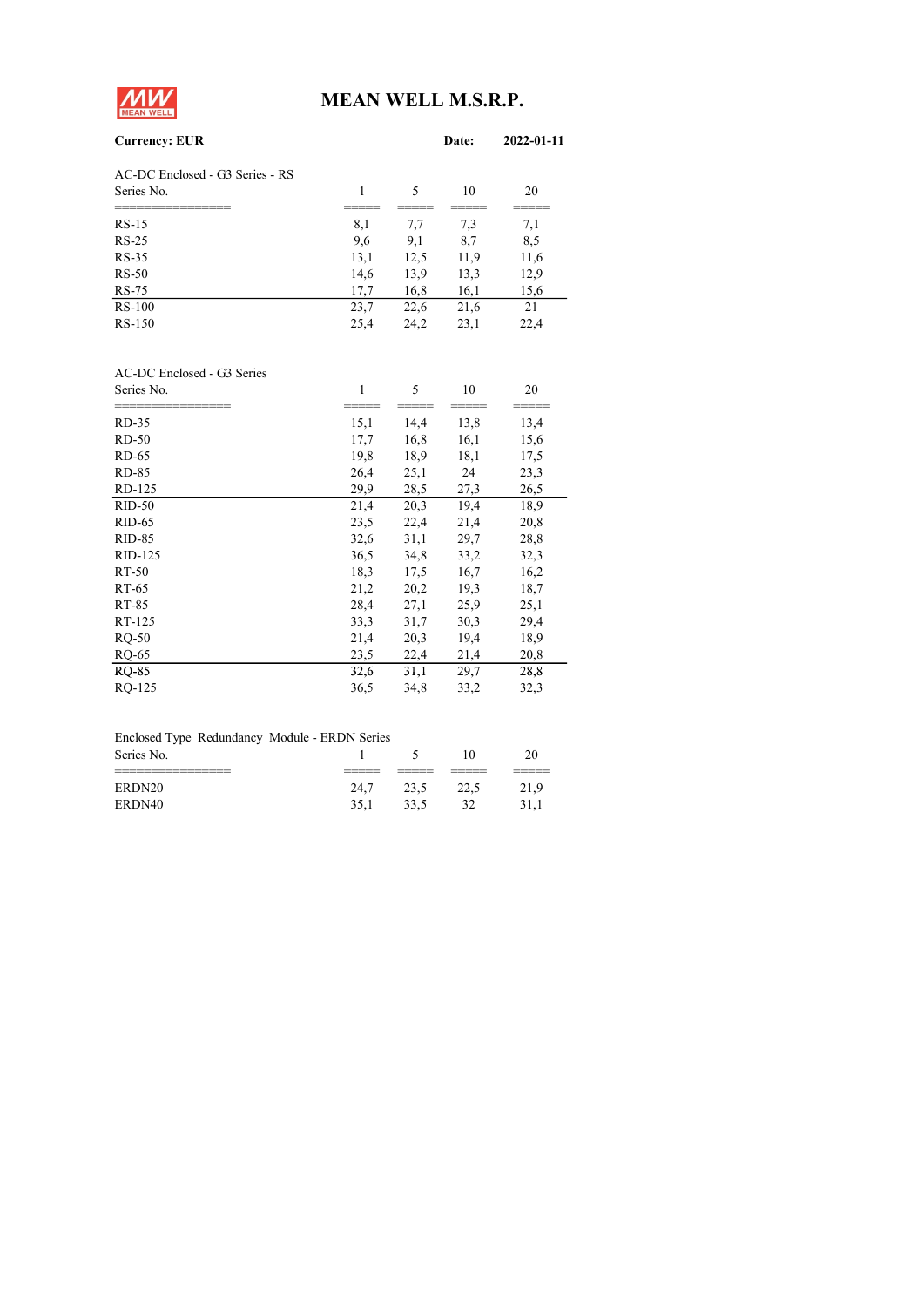# MEAN WELL M.S.R.P.

**Currency: EUR** **Date: 2022-01-11**

AC-DC Enclosed - G3 Series - RS

| Series No. | 1 | 5 | 10 | 20 |
|---|---|---|---|---|
| RS-15 | 8,1 | 7,7 | 7,3 | 7,1 |
| RS-25 | 9,6 | 9,1 | 8,7 | 8,5 |
| RS-35 | 13,1 | 12,5 | 11,9 | 11,6 |
| RS-50 | 14,6 | 13,9 | 13,3 | 12,9 |
| RS-75 | 17,7 | 16,8 | 16,1 | 15,6 |
| RS-100 | 23,7 | 22,6 | 21,6 | 21 |
| RS-150 | 25,4 | 24,2 | 23,1 | 22,4 |

AC-DC Enclosed - G3 Series

| Series No. | 1 | 5 | 10 | 20 |
|---|---|---|---|---|
| RD-35 | 15,1 | 14,4 | 13,8 | 13,4 |
| RD-50 | 17,7 | 16,8 | 16,1 | 15,6 |
| RD-65 | 19,8 | 18,9 | 18,1 | 17,5 |
| RD-85 | 26,4 | 25,1 | 24 | 23,3 |
| RD-125 | 29,9 | 28,5 | 27,3 | 26,5 |
| RID-50 | 21,4 | 20,3 | 19,4 | 18,9 |
| RID-65 | 23,5 | 22,4 | 21,4 | 20,8 |
| RID-85 | 32,6 | 31,1 | 29,7 | 28,8 |
| RID-125 | 36,5 | 34,8 | 33,2 | 32,3 |
| RT-50 | 18,3 | 17,5 | 16,7 | 16,2 |
| RT-65 | 21,2 | 20,2 | 19,3 | 18,7 |
| RT-85 | 28,4 | 27,1 | 25,9 | 25,1 |
| RT-125 | 33,3 | 31,7 | 30,3 | 29,4 |
| RQ-50 | 21,4 | 20,3 | 19,4 | 18,9 |
| RQ-65 | 23,5 | 22,4 | 21,4 | 20,8 |
| RQ-85 | 32,6 | 31,1 | 29,7 | 28,8 |
| RQ-125 | 36,5 | 34,8 | 33,2 | 32,3 |

Enclosed Type Redundancy Module - ERDN Series

| Series No. | 1 | 5 | 10 | 20 |
|---|---|---|---|---|
| ERDN20 | 24,7 | 23,5 | 22,5 | 21,9 |
| ERDN40 | 35,1 | 33,5 | 32 | 31,1 |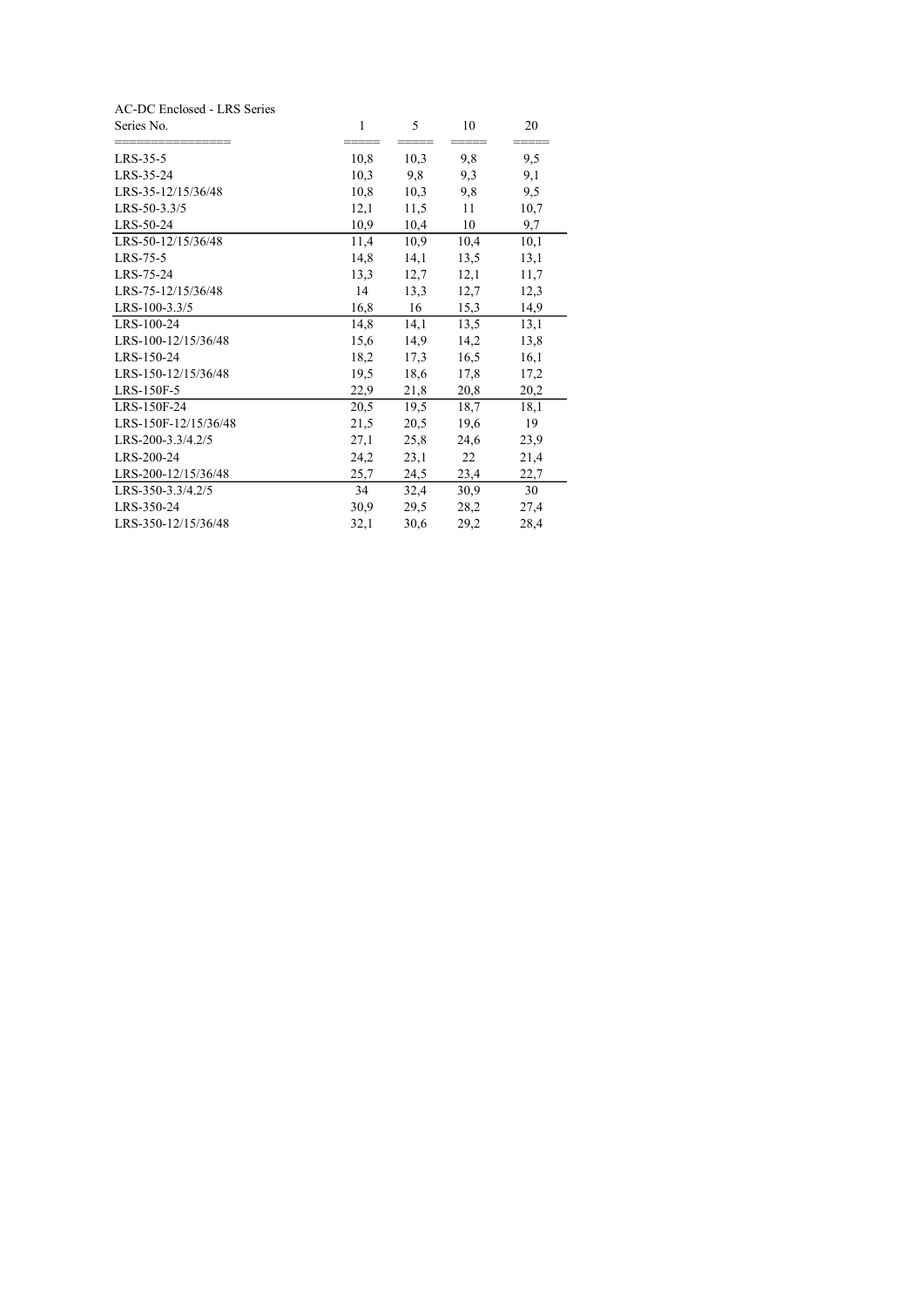AC-DC Enclosed - LRS Series

| Series No. | 1 | 5 | 10 | 20 |
|---|---|---|---|---|
| LRS-35-5 | 10,8 | 10,3 | 9,8 | 9,5 |
| LRS-35-24 | 10,3 | 9,8 | 9,3 | 9,1 |
| LRS-35-12/15/36/48 | 10,8 | 10,3 | 9,8 | 9,5 |
| LRS-50-3.3/5 | 12,1 | 11,5 | 11 | 10,7 |
| LRS-50-24 | 10,9 | 10,4 | 10 | 9,7 |
| LRS-50-12/15/36/48 | 11,4 | 10,9 | 10,4 | 10,1 |
| LRS-75-5 | 14,8 | 14,1 | 13,5 | 13,1 |
| LRS-75-24 | 13,3 | 12,7 | 12,1 | 11,7 |
| LRS-75-12/15/36/48 | 14 | 13,3 | 12,7 | 12,3 |
| LRS-100-3.3/5 | 16,8 | 16 | 15,3 | 14,9 |
| LRS-100-24 | 14,8 | 14,1 | 13,5 | 13,1 |
| LRS-100-12/15/36/48 | 15,6 | 14,9 | 14,2 | 13,8 |
| LRS-150-24 | 18,2 | 17,3 | 16,5 | 16,1 |
| LRS-150-12/15/36/48 | 19,5 | 18,6 | 17,8 | 17,2 |
| LRS-150F-5 | 22,9 | 21,8 | 20,8 | 20,2 |
| LRS-150F-24 | 20,5 | 19,5 | 18,7 | 18,1 |
| LRS-150F-12/15/36/48 | 21,5 | 20,5 | 19,6 | 19 |
| LRS-200-3.3/4.2/5 | 27,1 | 25,8 | 24,6 | 23,9 |
| LRS-200-24 | 24,2 | 23,1 | 22 | 21,4 |
| LRS-200-12/15/36/48 | 25,7 | 24,5 | 23,4 | 22,7 |
| LRS-350-3.3/4.2/5 | 34 | 32,4 | 30,9 | 30 |
| LRS-350-24 | 30,9 | 29,5 | 28,2 | 27,4 |
| LRS-350-12/15/36/48 | 32,1 | 30,6 | 29,2 | 28,4 |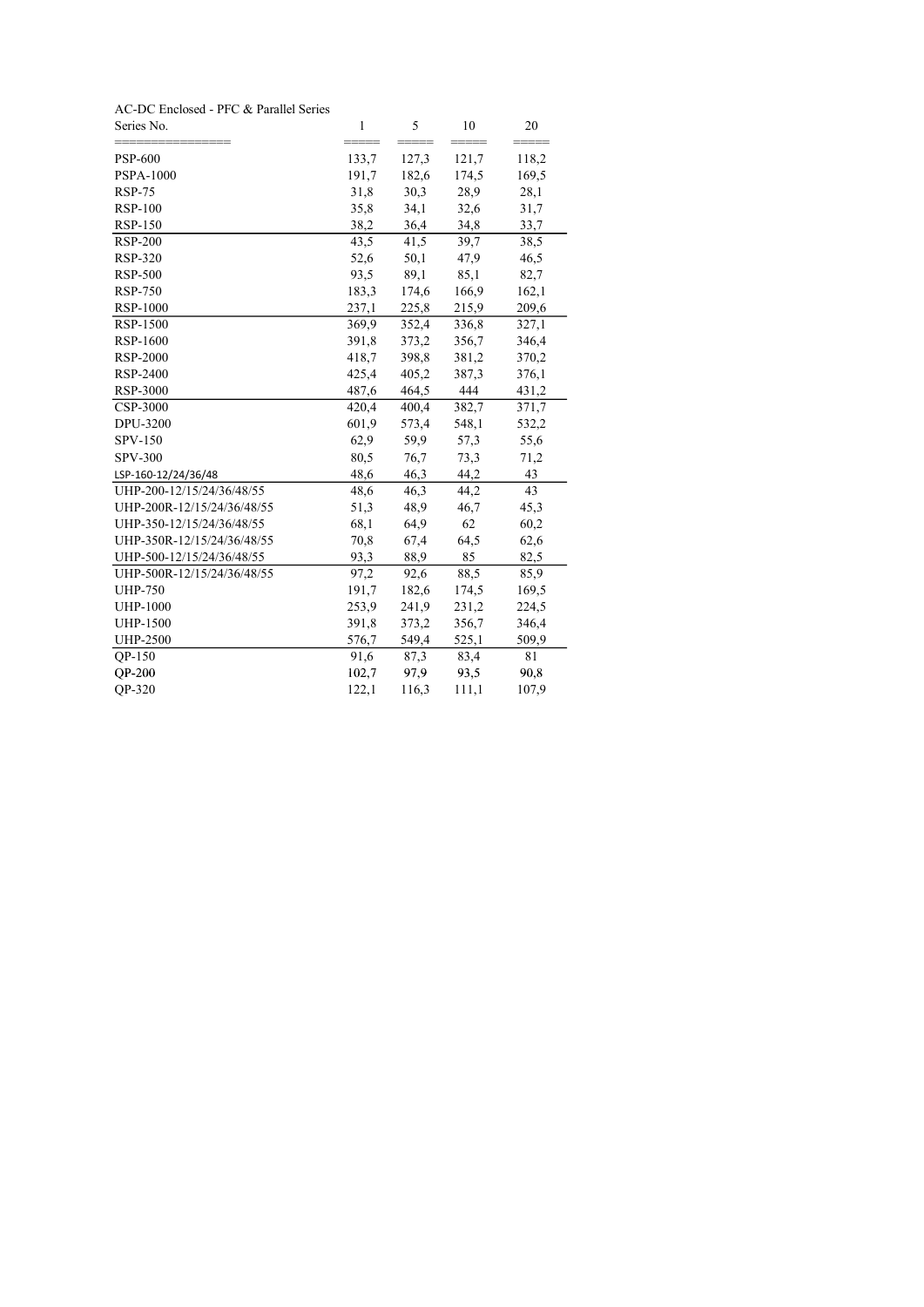AC-DC Enclosed - PFC & Parallel Series

| Series No. | 1 | 5 | 10 | 20 |
|---|---|---|---|---|
| PSP-600 | 133,7 | 127,3 | 121,7 | 118,2 |
| PSPA-1000 | 191,7 | 182,6 | 174,5 | 169,5 |
| RSP-75 | 31,8 | 30,3 | 28,9 | 28,1 |
| RSP-100 | 35,8 | 34,1 | 32,6 | 31,7 |
| RSP-150 | 38,2 | 36,4 | 34,8 | 33,7 |
| RSP-200 | 43,5 | 41,5 | 39,7 | 38,5 |
| RSP-320 | 52,6 | 50,1 | 47,9 | 46,5 |
| RSP-500 | 93,5 | 89,1 | 85,1 | 82,7 |
| RSP-750 | 183,3 | 174,6 | 166,9 | 162,1 |
| RSP-1000 | 237,1 | 225,8 | 215,9 | 209,6 |
| RSP-1500 | 369,9 | 352,4 | 336,8 | 327,1 |
| RSP-1600 | 391,8 | 373,2 | 356,7 | 346,4 |
| RSP-2000 | 418,7 | 398,8 | 381,2 | 370,2 |
| RSP-2400 | 425,4 | 405,2 | 387,3 | 376,1 |
| RSP-3000 | 487,6 | 464,5 | 444 | 431,2 |
| CSP-3000 | 420,4 | 400,4 | 382,7 | 371,7 |
| DPU-3200 | 601,9 | 573,4 | 548,1 | 532,2 |
| SPV-150 | 62,9 | 59,9 | 57,3 | 55,6 |
| SPV-300 | 80,5 | 76,7 | 73,3 | 71,2 |
| LSP-160-12/24/36/48 | 48,6 | 46,3 | 44,2 | 43 |
| UHP-200-12/15/24/36/48/55 | 48,6 | 46,3 | 44,2 | 43 |
| UHP-200R-12/15/24/36/48/55 | 51,3 | 48,9 | 46,7 | 45,3 |
| UHP-350-12/15/24/36/48/55 | 68,1 | 64,9 | 62 | 60,2 |
| UHP-350R-12/15/24/36/48/55 | 70,8 | 67,4 | 64,5 | 62,6 |
| UHP-500-12/15/24/36/48/55 | 93,3 | 88,9 | 85 | 82,5 |
| UHP-500R-12/15/24/36/48/55 | 97,2 | 92,6 | 88,5 | 85,9 |
| UHP-750 | 191,7 | 182,6 | 174,5 | 169,5 |
| UHP-1000 | 253,9 | 241,9 | 231,2 | 224,5 |
| UHP-1500 | 391,8 | 373,2 | 356,7 | 346,4 |
| UHP-2500 | 576,7 | 549,4 | 525,1 | 509,9 |
| QP-150 | 91,6 | 87,3 | 83,4 | 81 |
| QP-200 | 102,7 | 97,9 | 93,5 | 90,8 |
| QP-320 | 122,1 | 116,3 | 111,1 | 107,9 |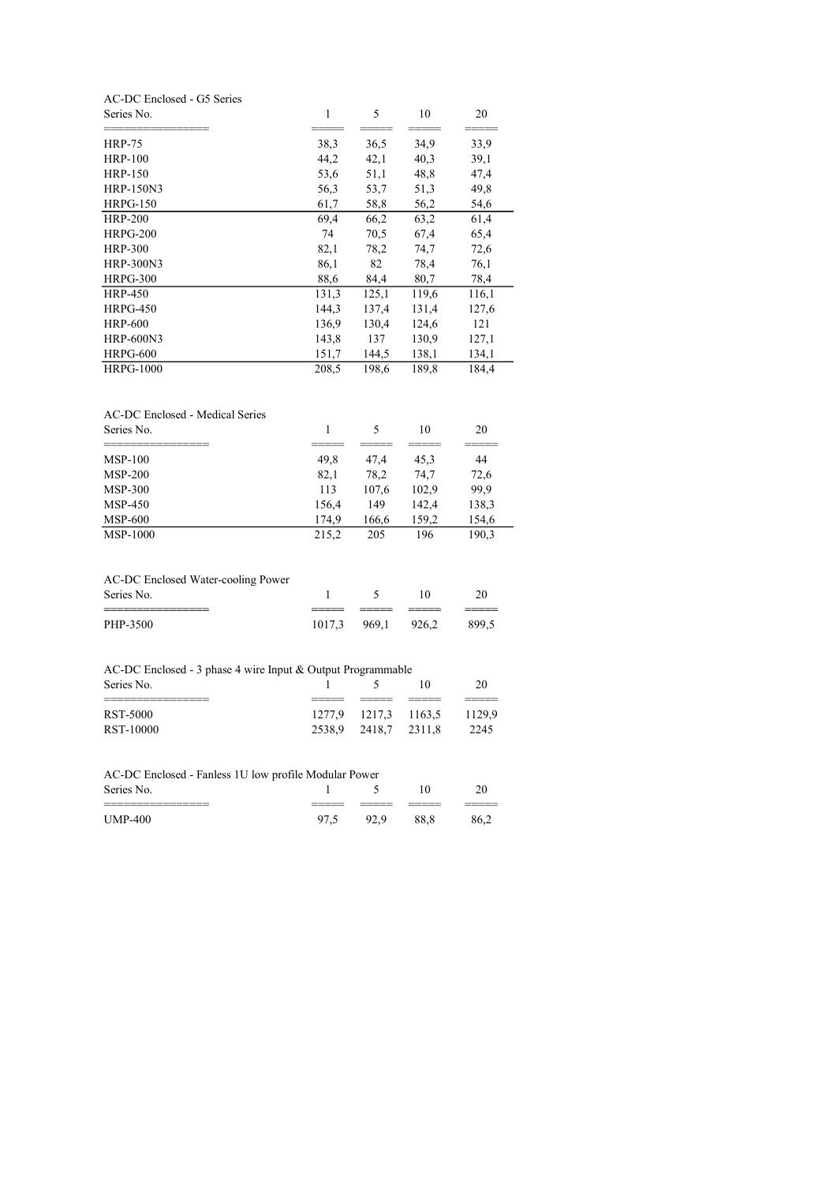AC-DC Enclosed - G5 Series

| Series No. | 1 | 5 | 10 | 20 |
|---|---|---|---|---|
| HRP-75 | 38,3 | 36,5 | 34,9 | 33,9 |
| HRP-100 | 44,2 | 42,1 | 40,3 | 39,1 |
| HRP-150 | 53,6 | 51,1 | 48,8 | 47,4 |
| HRP-150N3 | 56,3 | 53,7 | 51,3 | 49,8 |
| HRPG-150 | 61,7 | 58,8 | 56,2 | 54,6 |
| HRP-200 | 69,4 | 66,2 | 63,2 | 61,4 |
| HRPG-200 | 74 | 70,5 | 67,4 | 65,4 |
| HRP-300 | 82,1 | 78,2 | 74,7 | 72,6 |
| HRP-300N3 | 86,1 | 82 | 78,4 | 76,1 |
| HRPG-300 | 88,6 | 84,4 | 80,7 | 78,4 |
| HRP-450 | 131,3 | 125,1 | 119,6 | 116,1 |
| HRPG-450 | 144,3 | 137,4 | 131,4 | 127,6 |
| HRP-600 | 136,9 | 130,4 | 124,6 | 121 |
| HRP-600N3 | 143,8 | 137 | 130,9 | 127,1 |
| HRPG-600 | 151,7 | 144,5 | 138,1 | 134,1 |
| HRPG-1000 | 208,5 | 198,6 | 189,8 | 184,4 |

AC-DC Enclosed - Medical Series

| Series No. | 1 | 5 | 10 | 20 |
|---|---|---|---|---|
| MSP-100 | 49,8 | 47,4 | 45,3 | 44 |
| MSP-200 | 82,1 | 78,2 | 74,7 | 72,6 |
| MSP-300 | 113 | 107,6 | 102,9 | 99,9 |
| MSP-450 | 156,4 | 149 | 142,4 | 138,3 |
| MSP-600 | 174,9 | 166,6 | 159,2 | 154,6 |
| MSP-1000 | 215,2 | 205 | 196 | 190,3 |

AC-DC Enclosed Water-cooling Power

| Series No. | 1 | 5 | 10 | 20 |
|---|---|---|---|---|
| PHP-3500 | 1017,3 | 969,1 | 926,2 | 899,5 |

AC-DC Enclosed - 3 phase 4 wire Input & Output Programmable

| Series No. | 1 | 5 | 10 | 20 |
|---|---|---|---|---|
| RST-5000 | 1277,9 | 1217,3 | 1163,5 | 1129,9 |
| RST-10000 | 2538,9 | 2418,7 | 2311,8 | 2245 |

AC-DC Enclosed - Fanless 1U low profile Modular Power

| Series No. | 1 | 5 | 10 | 20 |
|---|---|---|---|---|
| UMP-400 | 97,5 | 92,9 | 88,8 | 86,2 |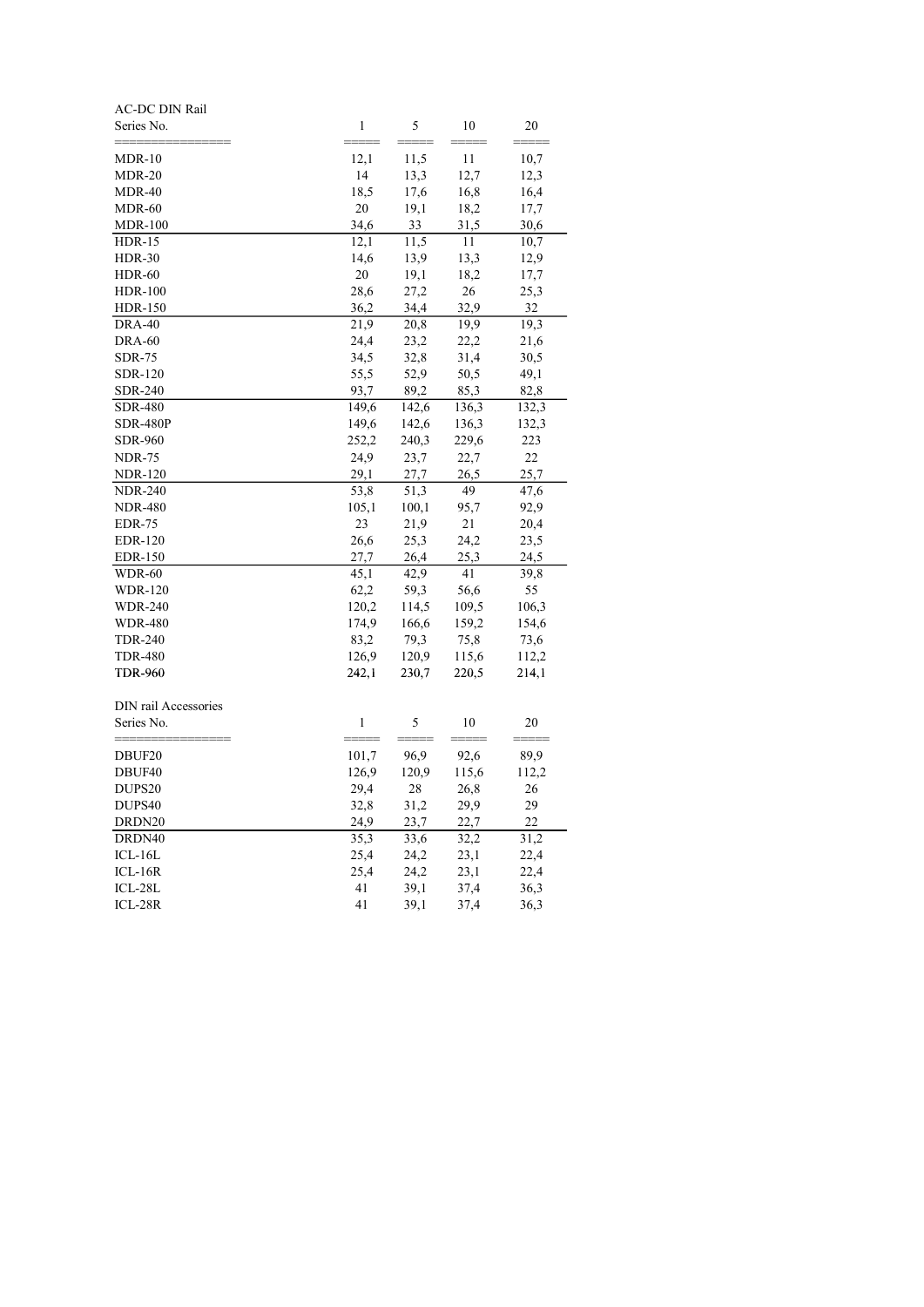AC-DC DIN Rail

| Series No. | 1 | 5 | 10 | 20 |
|---|---|---|---|---|
| MDR-10 | 12,1 | 11,5 | 11 | 10,7 |
| MDR-20 | 14 | 13,3 | 12,7 | 12,3 |
| MDR-40 | 18,5 | 17,6 | 16,8 | 16,4 |
| MDR-60 | 20 | 19,1 | 18,2 | 17,7 |
| MDR-100 | 34,6 | 33 | 31,5 | 30,6 |
| HDR-15 | 12,1 | 11,5 | 11 | 10,7 |
| HDR-30 | 14,6 | 13,9 | 13,3 | 12,9 |
| HDR-60 | 20 | 19,1 | 18,2 | 17,7 |
| HDR-100 | 28,6 | 27,2 | 26 | 25,3 |
| HDR-150 | 36,2 | 34,4 | 32,9 | 32 |
| DRA-40 | 21,9 | 20,8 | 19,9 | 19,3 |
| DRA-60 | 24,4 | 23,2 | 22,2 | 21,6 |
| SDR-75 | 34,5 | 32,8 | 31,4 | 30,5 |
| SDR-120 | 55,5 | 52,9 | 50,5 | 49,1 |
| SDR-240 | 93,7 | 89,2 | 85,3 | 82,8 |
| SDR-480 | 149,6 | 142,6 | 136,3 | 132,3 |
| SDR-480P | 149,6 | 142,6 | 136,3 | 132,3 |
| SDR-960 | 252,2 | 240,3 | 229,6 | 223 |
| NDR-75 | 24,9 | 23,7 | 22,7 | 22 |
| NDR-120 | 29,1 | 27,7 | 26,5 | 25,7 |
| NDR-240 | 53,8 | 51,3 | 49 | 47,6 |
| NDR-480 | 105,1 | 100,1 | 95,7 | 92,9 |
| EDR-75 | 23 | 21,9 | 21 | 20,4 |
| EDR-120 | 26,6 | 25,3 | 24,2 | 23,5 |
| EDR-150 | 27,7 | 26,4 | 25,3 | 24,5 |
| WDR-60 | 45,1 | 42,9 | 41 | 39,8 |
| WDR-120 | 62,2 | 59,3 | 56,6 | 55 |
| WDR-240 | 120,2 | 114,5 | 109,5 | 106,3 |
| WDR-480 | 174,9 | 166,6 | 159,2 | 154,6 |
| TDR-240 | 83,2 | 79,3 | 75,8 | 73,6 |
| TDR-480 | 126,9 | 120,9 | 115,6 | 112,2 |
| **TDR-960** | **242,1** | **230,7** | **220,5** | **214,1** |

DIN rail Accessories

| Series No. | 1 | 5 | 10 | 20 |
|---|---|---|---|---|
| DBUF20 | 101,7 | 96,9 | 92,6 | 89,9 |
| DBUF40 | 126,9 | 120,9 | 115,6 | 112,2 |
| DUPS20 | 29,4 | 28 | 26,8 | 26 |
| DUPS40 | 32,8 | 31,2 | 29,9 | 29 |
| DRDN20 | 24,9 | 23,7 | 22,7 | 22 |
| DRDN40 | 35,3 | 33,6 | 32,2 | 31,2 |
| ICL-16L | 25,4 | 24,2 | 23,1 | 22,4 |
| ICL-16R | 25,4 | 24,2 | 23,1 | 22,4 |
| ICL-28L | 41 | 39,1 | 37,4 | 36,3 |
| ICL-28R | 41 | 39,1 | 37,4 | 36,3 |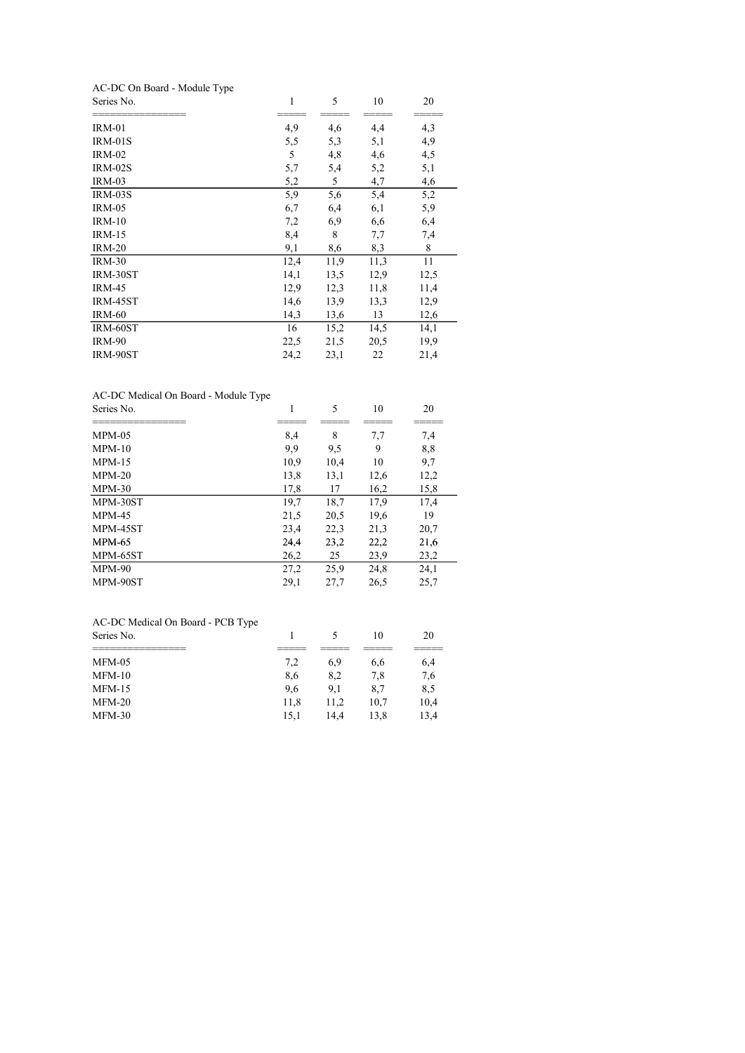AC-DC On Board - Module Type

| Series No. | 1 | 5 | 10 | 20 |
|---|---|---|---|---|
| IRM-01 | 4,9 | 4,6 | 4,4 | 4,3 |
| IRM-01S | 5,5 | 5,3 | 5,1 | 4,9 |
| IRM-02 | 5 | 4,8 | 4,6 | 4,5 |
| IRM-02S | 5,7 | 5,4 | 5,2 | 5,1 |
| IRM-03 | 5,2 | 5 | 4,7 | 4,6 |
| IRM-03S | 5,9 | 5,6 | 5,4 | 5,2 |
| IRM-05 | 6,7 | 6,4 | 6,1 | 5,9 |
| IRM-10 | 7,2 | 6,9 | 6,6 | 6,4 |
| IRM-15 | 8,4 | 8 | 7,7 | 7,4 |
| IRM-20 | 9,1 | 8,6 | 8,3 | 8 |
| IRM-30 | 12,4 | 11,9 | 11,3 | 11 |
| IRM-30ST | 14,1 | 13,5 | 12,9 | 12,5 |
| IRM-45 | 12,9 | 12,3 | 11,8 | 11,4 |
| IRM-45ST | 14,6 | 13,9 | 13,3 | 12,9 |
| IRM-60 | 14,3 | 13,6 | 13 | 12,6 |
| IRM-60ST | 16 | 15,2 | 14,5 | 14,1 |
| IRM-90 | 22,5 | 21,5 | 20,5 | 19,9 |
| IRM-90ST | 24,2 | 23,1 | 22 | 21,4 |

AC-DC Medical On Board - Module Type

| Series No. | 1 | 5 | 10 | 20 |
|---|---|---|---|---|
| MPM-05 | 8,4 | 8 | 7,7 | 7,4 |
| MPM-10 | 9,9 | 9,5 | 9 | 8,8 |
| MPM-15 | 10,9 | 10,4 | 10 | 9,7 |
| MPM-20 | 13,8 | 13,1 | 12,6 | 12,2 |
| MPM-30 | 17,8 | 17 | 16,2 | 15,8 |
| MPM-30ST | 19,7 | 18,7 | 17,9 | 17,4 |
| MPM-45 | 21,5 | 20,5 | 19,6 | 19 |
| MPM-45ST | 23,4 | 22,3 | 21,3 | 20,7 |
| MPM-65 | 24,4 | 23,2 | 22,2 | 21,6 |
| MPM-65ST | 26,2 | 25 | 23,9 | 23,2 |
| MPM-90 | 27,2 | 25,9 | 24,8 | 24,1 |
| MPM-90ST | 29,1 | 27,7 | 26,5 | 25,7 |

AC-DC Medical On Board - PCB Type

| Series No. | 1 | 5 | 10 | 20 |
|---|---|---|---|---|
| MFM-05 | 7,2 | 6,9 | 6,6 | 6,4 |
| MFM-10 | 8,6 | 8,2 | 7,8 | 7,6 |
| MFM-15 | 9,6 | 9,1 | 8,7 | 8,5 |
| MFM-20 | 11,8 | 11,2 | 10,7 | 10,4 |
| MFM-30 | 15,1 | 14,4 | 13,8 | 13,4 |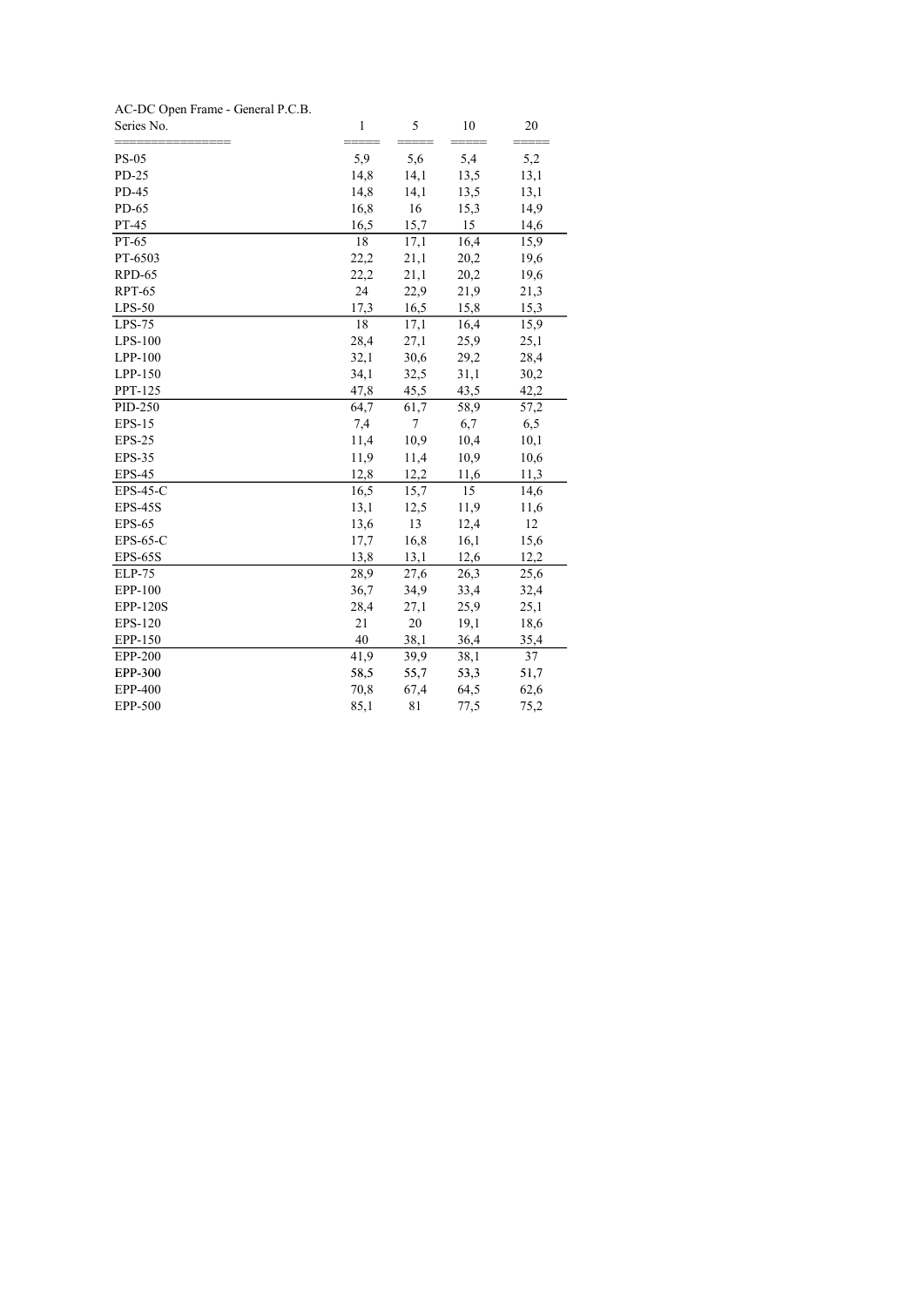AC-DC Open Frame - General P.C.B.

| Series No. | 1 | 5 | 10 | 20 |
|---|---|---|---|---|
| PS-05 | 5,9 | 5,6 | 5,4 | 5,2 |
| PD-25 | 14,8 | 14,1 | 13,5 | 13,1 |
| PD-45 | 14,8 | 14,1 | 13,5 | 13,1 |
| PD-65 | 16,8 | 16 | 15,3 | 14,9 |
| PT-45 | 16,5 | 15,7 | 15 | 14,6 |
| PT-65 | 18 | 17,1 | 16,4 | 15,9 |
| PT-6503 | 22,2 | 21,1 | 20,2 | 19,6 |
| RPD-65 | 22,2 | 21,1 | 20,2 | 19,6 |
| RPT-65 | 24 | 22,9 | 21,9 | 21,3 |
| LPS-50 | 17,3 | 16,5 | 15,8 | 15,3 |
| LPS-75 | 18 | 17,1 | 16,4 | 15,9 |
| LPS-100 | 28,4 | 27,1 | 25,9 | 25,1 |
| LPP-100 | 32,1 | 30,6 | 29,2 | 28,4 |
| LPP-150 | 34,1 | 32,5 | 31,1 | 30,2 |
| PPT-125 | 47,8 | 45,5 | 43,5 | 42,2 |
| PID-250 | 64,7 | 61,7 | 58,9 | 57,2 |
| EPS-15 | 7,4 | 7 | 6,7 | 6,5 |
| EPS-25 | 11,4 | 10,9 | 10,4 | 10,1 |
| EPS-35 | 11,9 | 11,4 | 10,9 | 10,6 |
| EPS-45 | 12,8 | 12,2 | 11,6 | 11,3 |
| EPS-45-C | 16,5 | 15,7 | 15 | 14,6 |
| EPS-45S | 13,1 | 12,5 | 11,9 | 11,6 |
| EPS-65 | 13,6 | 13 | 12,4 | 12 |
| EPS-65-C | 17,7 | 16,8 | 16,1 | 15,6 |
| EPS-65S | 13,8 | 13,1 | 12,6 | 12,2 |
| ELP-75 | 28,9 | 27,6 | 26,3 | 25,6 |
| EPP-100 | 36,7 | 34,9 | 33,4 | 32,4 |
| EPP-120S | 28,4 | 27,1 | 25,9 | 25,1 |
| EPS-120 | 21 | 20 | 19,1 | 18,6 |
| EPP-150 | 40 | 38,1 | 36,4 | 35,4 |
| EPP-200 | 41,9 | 39,9 | 38,1 | 37 |
| EPP-300 | 58,5 | 55,7 | 53,3 | 51,7 |
| EPP-400 | 70,8 | 67,4 | 64,5 | 62,6 |
| EPP-500 | 85,1 | 81 | 77,5 | 75,2 |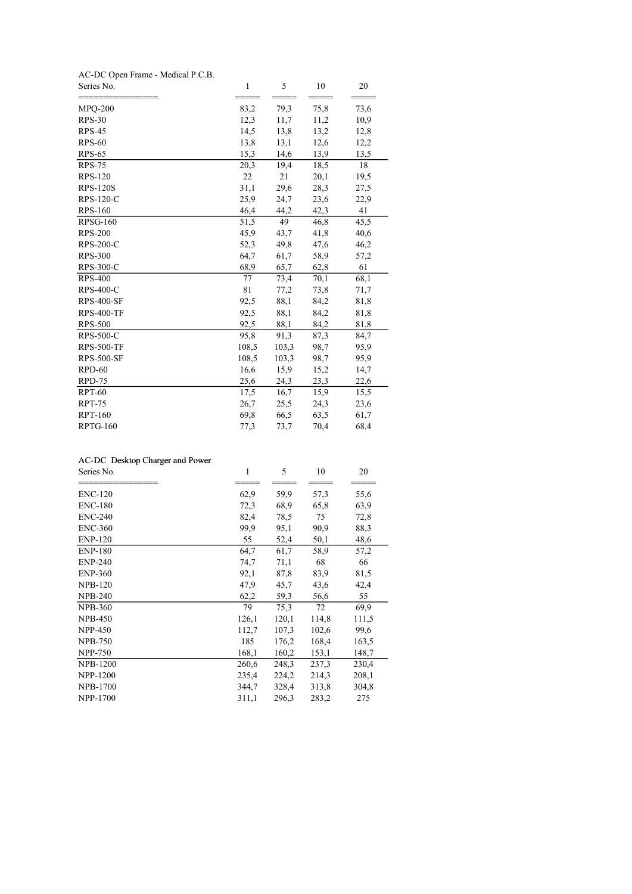AC-DC Open Frame - Medical P.C.B.

| Series No. | 1 | 5 | 10 | 20 |
|---|---|---|---|---|
| MPQ-200 | 83,2 | 79,3 | 75,8 | 73,6 |
| RPS-30 | 12,3 | 11,7 | 11,2 | 10,9 |
| RPS-45 | 14,5 | 13,8 | 13,2 | 12,8 |
| RPS-60 | 13,8 | 13,1 | 12,6 | 12,2 |
| RPS-65 | 15,3 | 14,6 | 13,9 | 13,5 |
| RPS-75 | 20,3 | 19,4 | 18,5 | 18 |
| RPS-120 | 22 | 21 | 20,1 | 19,5 |
| RPS-120S | 31,1 | 29,6 | 28,3 | 27,5 |
| RPS-120-C | 25,9 | 24,7 | 23,6 | 22,9 |
| RPS-160 | 46,4 | 44,2 | 42,3 | 41 |
| RPSG-160 | 51,5 | 49 | 46,8 | 45,5 |
| RPS-200 | 45,9 | 43,7 | 41,8 | 40,6 |
| RPS-200-C | 52,3 | 49,8 | 47,6 | 46,2 |
| RPS-300 | 64,7 | 61,7 | 58,9 | 57,2 |
| RPS-300-C | 68,9 | 65,7 | 62,8 | 61 |
| RPS-400 | 77 | 73,4 | 70,1 | 68,1 |
| RPS-400-C | 81 | 77,2 | 73,8 | 71,7 |
| RPS-400-SF | 92,5 | 88,1 | 84,2 | 81,8 |
| RPS-400-TF | 92,5 | 88,1 | 84,2 | 81,8 |
| RPS-500 | 92,5 | 88,1 | 84,2 | 81,8 |
| RPS-500-C | 95,8 | 91,3 | 87,3 | 84,7 |
| RPS-500-TF | 108,5 | 103,3 | 98,7 | 95,9 |
| RPS-500-SF | 108,5 | 103,3 | 98,7 | 95,9 |
| RPD-60 | 16,6 | 15,9 | 15,2 | 14,7 |
| RPD-75 | 25,6 | 24,3 | 23,3 | 22,6 |
| RPT-60 | 17,5 | 16,7 | 15,9 | 15,5 |
| RPT-75 | 26,7 | 25,5 | 24,3 | 23,6 |
| RPT-160 | 69,8 | 66,5 | 63,5 | 61,7 |
| RPTG-160 | 77,3 | 73,7 | 70,4 | 68,4 |

AC-DC Desktop Charger and Power

| Series No. | 1 | 5 | 10 | 20 |
|---|---|---|---|---|
| ENC-120 | 62,9 | 59,9 | 57,3 | 55,6 |
| ENC-180 | 72,3 | 68,9 | 65,8 | 63,9 |
| ENC-240 | 82,4 | 78,5 | 75 | 72,8 |
| ENC-360 | 99,9 | 95,1 | 90,9 | 88,3 |
| ENP-120 | 55 | 52,4 | 50,1 | 48,6 |
| ENP-180 | 64,7 | 61,7 | 58,9 | 57,2 |
| ENP-240 | 74,7 | 71,1 | 68 | 66 |
| ENP-360 | 92,1 | 87,8 | 83,9 | 81,5 |
| NPB-120 | 47,9 | 45,7 | 43,6 | 42,4 |
| NPB-240 | 62,2 | 59,3 | 56,6 | 55 |
| NPB-360 | 79 | 75,3 | 72 | 69,9 |
| NPB-450 | 126,1 | 120,1 | 114,8 | 111,5 |
| NPP-450 | 112,7 | 107,3 | 102,6 | 99,6 |
| NPB-750 | 185 | 176,2 | 168,4 | 163,5 |
| NPP-750 | 168,1 | 160,2 | 153,1 | 148,7 |
| NPB-1200 | 260,6 | 248,3 | 237,3 | 230,4 |
| NPP-1200 | 235,4 | 224,2 | 214,3 | 208,1 |
| NPB-1700 | 344,7 | 328,4 | 313,8 | 304,8 |
| NPP-1700 | 311,1 | 296,3 | 283,2 | 275 |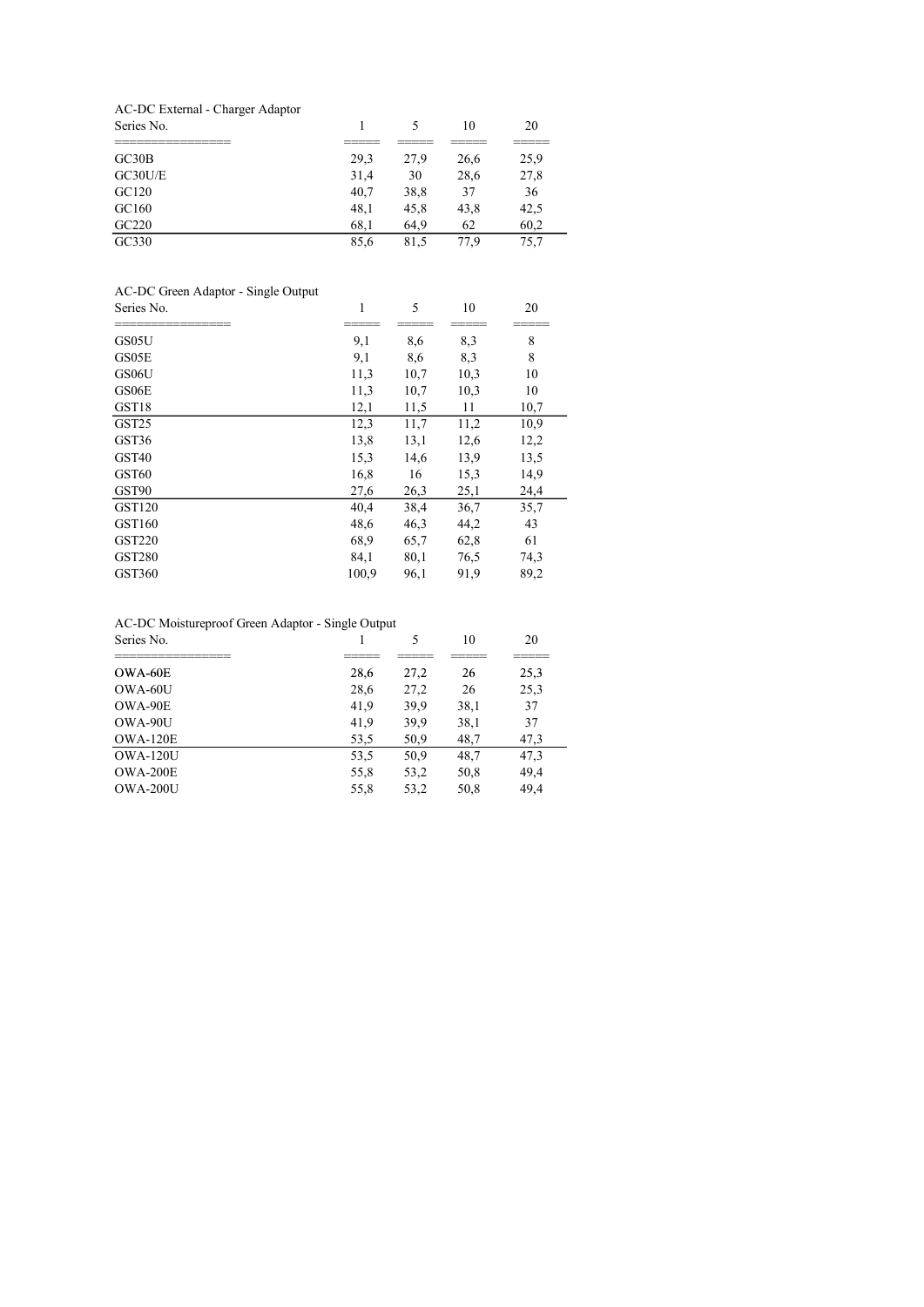AC-DC External - Charger Adaptor

| Series No. | 1 | 5 | 10 | 20 |
|---|---|---|---|---|
| GC30B | 29,3 | 27,9 | 26,6 | 25,9 |
| GC30U/E | 31,4 | 30 | 28,6 | 27,8 |
| GC120 | 40,7 | 38,8 | 37 | 36 |
| GC160 | 48,1 | 45,8 | 43,8 | 42,5 |
| GC220 | 68,1 | 64,9 | 62 | 60,2 |
| GC330 | 85,6 | 81,5 | 77,9 | 75,7 |

AC-DC Green Adaptor - Single Output

| Series No. | 1 | 5 | 10 | 20 |
|---|---|---|---|---|
| GS05U | 9,1 | 8,6 | 8,3 | 8 |
| GS05E | 9,1 | 8,6 | 8,3 | 8 |
| GS06U | 11,3 | 10,7 | 10,3 | 10 |
| GS06E | 11,3 | 10,7 | 10,3 | 10 |
| GST18 | 12,1 | 11,5 | 11 | 10,7 |
| GST25 | 12,3 | 11,7 | 11,2 | 10,9 |
| GST36 | 13,8 | 13,1 | 12,6 | 12,2 |
| GST40 | 15,3 | 14,6 | 13,9 | 13,5 |
| GST60 | 16,8 | 16 | 15,3 | 14,9 |
| GST90 | 27,6 | 26,3 | 25,1 | 24,4 |
| GST120 | 40,4 | 38,4 | 36,7 | 35,7 |
| GST160 | 48,6 | 46,3 | 44,2 | 43 |
| GST220 | 68,9 | 65,7 | 62,8 | 61 |
| GST280 | 84,1 | 80,1 | 76,5 | 74,3 |
| GST360 | 100,9 | 96,1 | 91,9 | 89,2 |

AC-DC Moistureproof Green Adaptor - Single Output

| Series No. | 1 | 5 | 10 | 20 |
|---|---|---|---|---|
| OWA-60E | 28,6 | 27,2 | 26 | 25,3 |
| OWA-60U | 28,6 | 27,2 | 26 | 25,3 |
| OWA-90E | 41,9 | 39,9 | 38,1 | 37 |
| OWA-90U | 41,9 | 39,9 | 38,1 | 37 |
| OWA-120E | 53,5 | 50,9 | 48,7 | 47,3 |
| OWA-120U | 53,5 | 50,9 | 48,7 | 47,3 |
| OWA-200E | 55,8 | 53,2 | 50,8 | 49,4 |
| OWA-200U | 55,8 | 53,2 | 50,8 | 49,4 |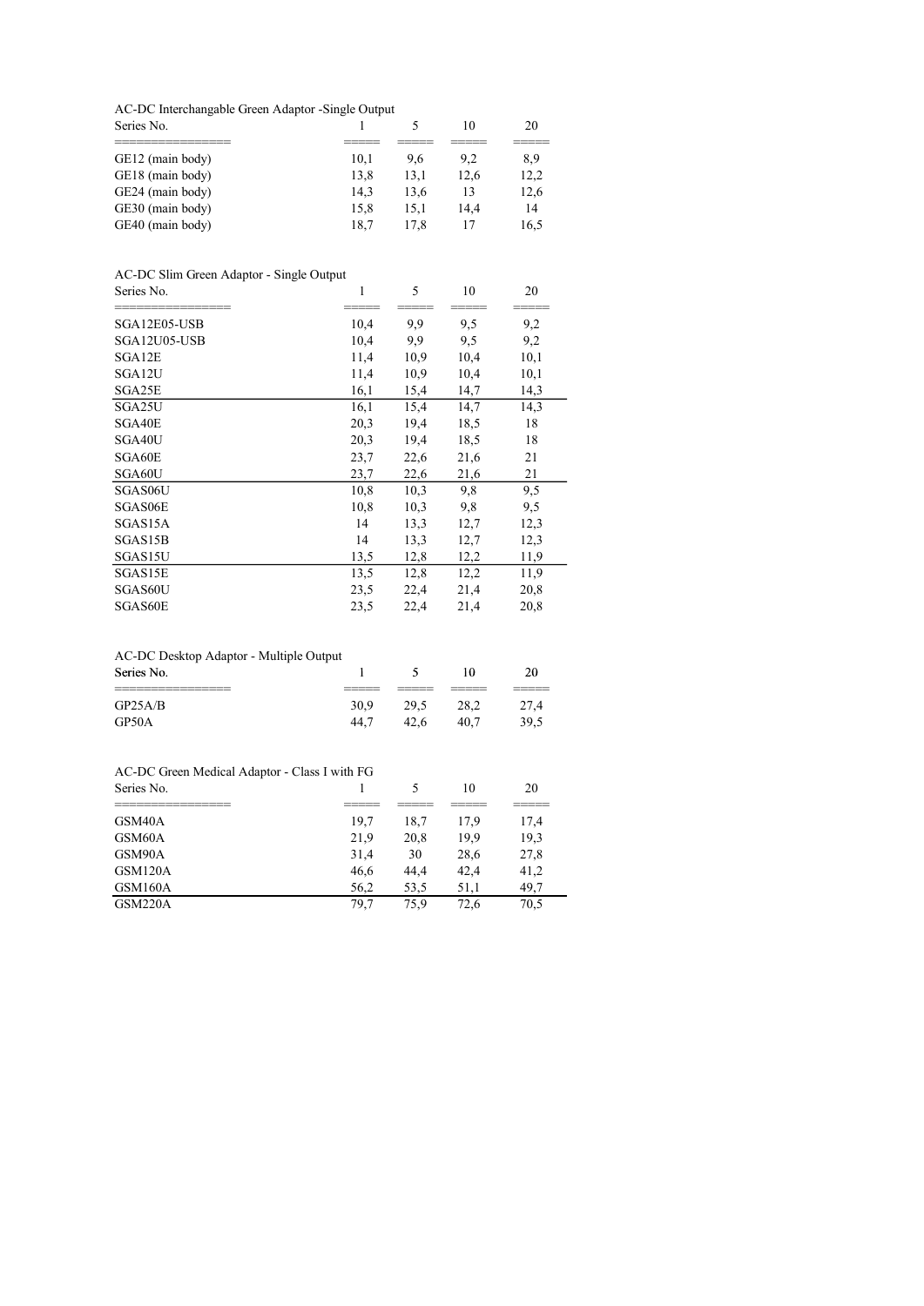AC-DC Interchangable Green Adaptor -Single Output

| Series No. | 1 | 5 | 10 | 20 |
|---|---|---|---|---|
| GE12 (main body) | 10,1 | 9,6 | 9,2 | 8,9 |
| GE18 (main body) | 13,8 | 13,1 | 12,6 | 12,2 |
| GE24 (main body) | 14,3 | 13,6 | 13 | 12,6 |
| GE30 (main body) | 15,8 | 15,1 | 14,4 | 14 |
| GE40 (main body) | 18,7 | 17,8 | 17 | 16,5 |

AC-DC Slim Green Adaptor - Single Output

| Series No. | 1 | 5 | 10 | 20 |
|---|---|---|---|---|
| SGA12E05-USB | 10,4 | 9,9 | 9,5 | 9,2 |
| SGA12U05-USB | 10,4 | 9,9 | 9,5 | 9,2 |
| SGA12E | 11,4 | 10,9 | 10,4 | 10,1 |
| SGA12U | 11,4 | 10,9 | 10,4 | 10,1 |
| SGA25E | 16,1 | 15,4 | 14,7 | 14,3 |
| SGA25U | 16,1 | 15,4 | 14,7 | 14,3 |
| SGA40E | 20,3 | 19,4 | 18,5 | 18 |
| SGA40U | 20,3 | 19,4 | 18,5 | 18 |
| SGA60E | 23,7 | 22,6 | 21,6 | 21 |
| SGA60U | 23,7 | 22,6 | 21,6 | 21 |
| SGAS06U | 10,8 | 10,3 | 9,8 | 9,5 |
| SGAS06E | 10,8 | 10,3 | 9,8 | 9,5 |
| SGAS15A | 14 | 13,3 | 12,7 | 12,3 |
| SGAS15B | 14 | 13,3 | 12,7 | 12,3 |
| SGAS15U | 13,5 | 12,8 | 12,2 | 11,9 |
| SGAS15E | 13,5 | 12,8 | 12,2 | 11,9 |
| SGAS60U | 23,5 | 22,4 | 21,4 | 20,8 |
| SGAS60E | 23,5 | 22,4 | 21,4 | 20,8 |

AC-DC Desktop Adaptor - Multiple Output

| Series No. | 1 | 5 | 10 | 20 |
|---|---|---|---|---|
| GP25A/B | 30,9 | 29,5 | 28,2 | 27,4 |
| GP50A | 44,7 | 42,6 | 40,7 | 39,5 |

AC-DC Green Medical Adaptor - Class I with FG

| Series No. | 1 | 5 | 10 | 20 |
|---|---|---|---|---|
| GSM40A | 19,7 | 18,7 | 17,9 | 17,4 |
| GSM60A | 21,9 | 20,8 | 19,9 | 19,3 |
| GSM90A | 31,4 | 30 | 28,6 | 27,8 |
| GSM120A | 46,6 | 44,4 | 42,4 | 41,2 |
| GSM160A | 56,2 | 53,5 | 51,1 | 49,7 |
| GSM220A | 79,7 | 75,9 | 72,6 | 70,5 |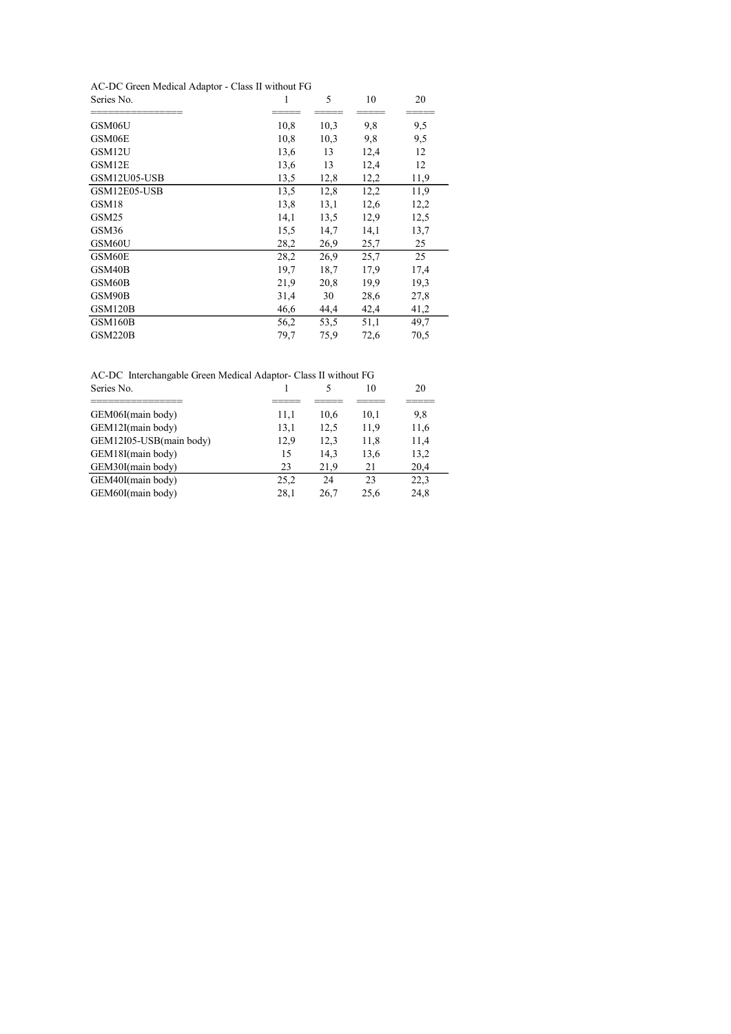AC-DC Green Medical Adaptor - Class II without FG

| Series No. | 1 | 5 | 10 | 20 |
|---|---|---|---|---|
| GSM06U | 10,8 | 10,3 | 9,8 | 9,5 |
| GSM06E | 10,8 | 10,3 | 9,8 | 9,5 |
| GSM12U | 13,6 | 13 | 12,4 | 12 |
| GSM12E | 13,6 | 13 | 12,4 | 12 |
| GSM12U05-USB | 13,5 | 12,8 | 12,2 | 11,9 |
| GSM12E05-USB | 13,5 | 12,8 | 12,2 | 11,9 |
| GSM18 | 13,8 | 13,1 | 12,6 | 12,2 |
| GSM25 | 14,1 | 13,5 | 12,9 | 12,5 |
| GSM36 | 15,5 | 14,7 | 14,1 | 13,7 |
| GSM60U | 28,2 | 26,9 | 25,7 | 25 |
| GSM60E | 28,2 | 26,9 | 25,7 | 25 |
| GSM40B | 19,7 | 18,7 | 17,9 | 17,4 |
| GSM60B | 21,9 | 20,8 | 19,9 | 19,3 |
| GSM90B | 31,4 | 30 | 28,6 | 27,8 |
| GSM120B | 46,6 | 44,4 | 42,4 | 41,2 |
| GSM160B | 56,2 | 53,5 | 51,1 | 49,7 |
| GSM220B | 79,7 | 75,9 | 72,6 | 70,5 |

AC-DC Interchangable Green Medical Adaptor- Class II without FG

| Series No. | 1 | 5 | 10 | 20 |
|---|---|---|---|---|
| GEM06I(main body) | 11,1 | 10,6 | 10,1 | 9,8 |
| GEM12I(main body) | 13,1 | 12,5 | 11,9 | 11,6 |
| GEM12I05-USB(main body) | 12,9 | 12,3 | 11,8 | 11,4 |
| GEM18I(main body) | 15 | 14,3 | 13,6 | 13,2 |
| GEM30I(main body) | 23 | 21,9 | 21 | 20,4 |
| GEM40I(main body) | 25,2 | 24 | 23 | 22,3 |
| GEM60I(main body) | 28,1 | 26,7 | 25,6 | 24,8 |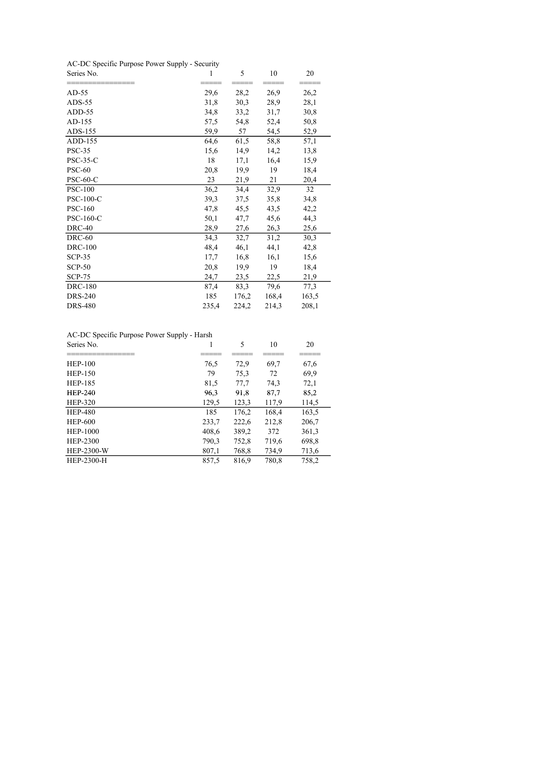AC-DC Specific Purpose Power Supply - Security

| Series No. | 1 | 5 | 10 | 20 |
|---|---|---|---|---|
| AD-55 | 29,6 | 28,2 | 26,9 | 26,2 |
| ADS-55 | 31,8 | 30,3 | 28,9 | 28,1 |
| ADD-55 | 34,8 | 33,2 | 31,7 | 30,8 |
| AD-155 | 57,5 | 54,8 | 52,4 | 50,8 |
| ADS-155 | 59,9 | 57 | 54,5 | 52,9 |
| ADD-155 | 64,6 | 61,5 | 58,8 | 57,1 |
| PSC-35 | 15,6 | 14,9 | 14,2 | 13,8 |
| PSC-35-C | 18 | 17,1 | 16,4 | 15,9 |
| PSC-60 | 20,8 | 19,9 | 19 | 18,4 |
| PSC-60-C | 23 | 21,9 | 21 | 20,4 |
| PSC-100 | 36,2 | 34,4 | 32,9 | 32 |
| PSC-100-C | 39,3 | 37,5 | 35,8 | 34,8 |
| PSC-160 | 47,8 | 45,5 | 43,5 | 42,2 |
| PSC-160-C | 50,1 | 47,7 | 45,6 | 44,3 |
| DRC-40 | 28,9 | 27,6 | 26,3 | 25,6 |
| DRC-60 | 34,3 | 32,7 | 31,2 | 30,3 |
| DRC-100 | 48,4 | 46,1 | 44,1 | 42,8 |
| SCP-35 | 17,7 | 16,8 | 16,1 | 15,6 |
| SCP-50 | 20,8 | 19,9 | 19 | 18,4 |
| SCP-75 | 24,7 | 23,5 | 22,5 | 21,9 |
| DRC-180 | 87,4 | 83,3 | 79,6 | 77,3 |
| DRS-240 | 185 | 176,2 | 168,4 | 163,5 |
| DRS-480 | 235,4 | 224,2 | 214,3 | 208,1 |

AC-DC Specific Purpose Power Supply - Harsh

| Series No. | 1 | 5 | 10 | 20 |
|---|---|---|---|---|
| HEP-100 | 76,5 | 72,9 | 69,7 | 67,6 |
| HEP-150 | 79 | 75,3 | 72 | 69,9 |
| HEP-185 | 81,5 | 77,7 | 74,3 | 72,1 |
| HEP-240 | 96,3 | 91,8 | 87,7 | 85,2 |
| HEP-320 | 129,5 | 123,3 | 117,9 | 114,5 |
| HEP-480 | 185 | 176,2 | 168,4 | 163,5 |
| HEP-600 | 233,7 | 222,6 | 212,8 | 206,7 |
| HEP-1000 | 408,6 | 389,2 | 372 | 361,3 |
| HEP-2300 | 790,3 | 752,8 | 719,6 | 698,8 |
| HEP-2300-W | 807,1 | 768,8 | 734,9 | 713,6 |
| HEP-2300-H | 857,5 | 816,9 | 780,8 | 758,2 |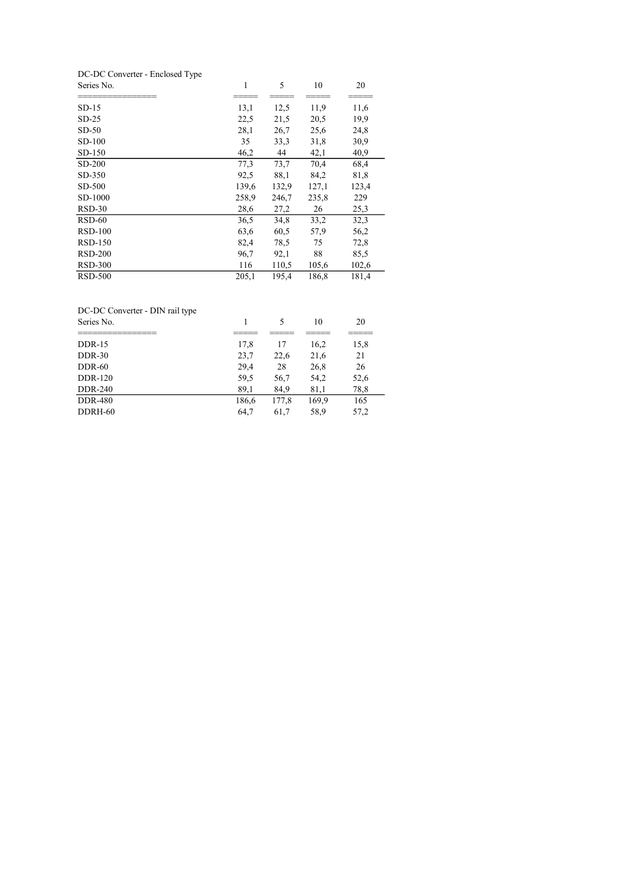DC-DC Converter - Enclosed Type

| Series No. | 1 | 5 | 10 | 20 |
|---|---|---|---|---|
| SD-15 | 13,1 | 12,5 | 11,9 | 11,6 |
| SD-25 | 22,5 | 21,5 | 20,5 | 19,9 |
| SD-50 | 28,1 | 26,7 | 25,6 | 24,8 |
| SD-100 | 35 | 33,3 | 31,8 | 30,9 |
| SD-150 | 46,2 | 44 | 42,1 | 40,9 |
| SD-200 | 77,3 | 73,7 | 70,4 | 68,4 |
| SD-350 | 92,5 | 88,1 | 84,2 | 81,8 |
| SD-500 | 139,6 | 132,9 | 127,1 | 123,4 |
| SD-1000 | 258,9 | 246,7 | 235,8 | 229 |
| RSD-30 | 28,6 | 27,2 | 26 | 25,3 |
| RSD-60 | 36,5 | 34,8 | 33,2 | 32,3 |
| RSD-100 | 63,6 | 60,5 | 57,9 | 56,2 |
| RSD-150 | 82,4 | 78,5 | 75 | 72,8 |
| RSD-200 | 96,7 | 92,1 | 88 | 85,5 |
| RSD-300 | 116 | 110,5 | 105,6 | 102,6 |
| RSD-500 | 205,1 | 195,4 | 186,8 | 181,4 |

DC-DC Converter - DIN rail type

| Series No. | 1 | 5 | 10 | 20 |
|---|---|---|---|---|
| DDR-15 | 17,8 | 17 | 16,2 | 15,8 |
| DDR-30 | 23,7 | 22,6 | 21,6 | 21 |
| DDR-60 | 29,4 | 28 | 26,8 | 26 |
| DDR-120 | 59,5 | 56,7 | 54,2 | 52,6 |
| DDR-240 | 89,1 | 84,9 | 81,1 | 78,8 |
| DDR-480 | 186,6 | 177,8 | 169,9 | 165 |
| DDRH-60 | 64,7 | 61,7 | 58,9 | 57,2 |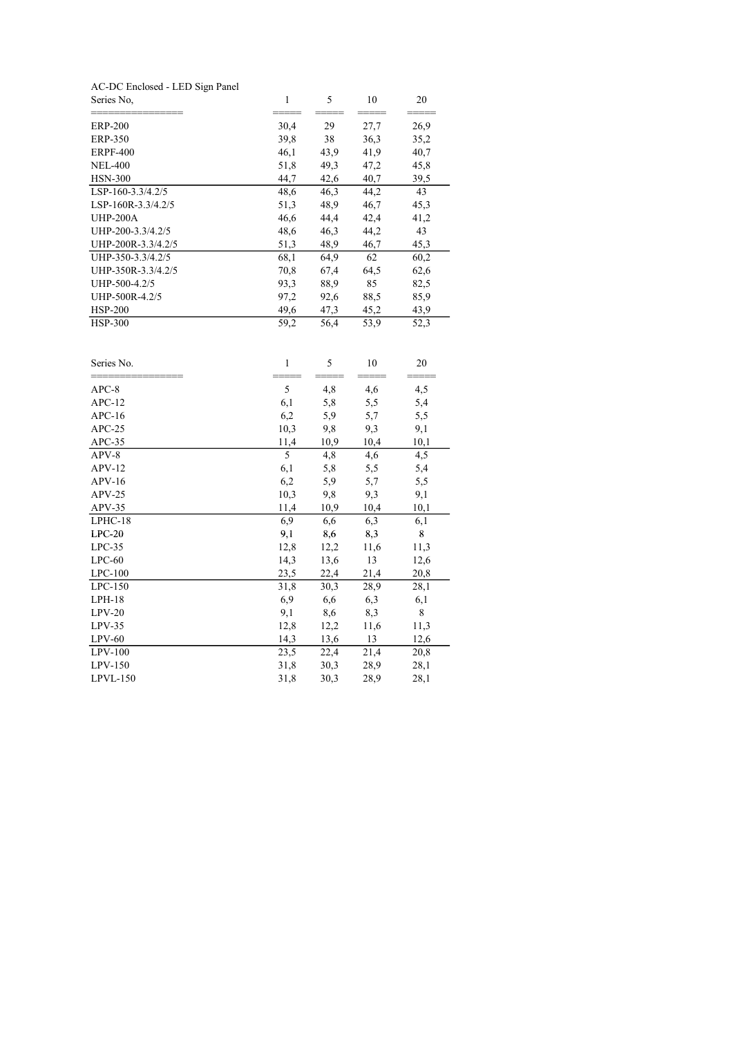AC-DC Enclosed - LED Sign Panel

| Series No, | 1 | 5 | 10 | 20 |
|---|---|---|---|---|
| ERP-200 | 30,4 | 29 | 27,7 | 26,9 |
| ERP-350 | 39,8 | 38 | 36,3 | 35,2 |
| ERPF-400 | 46,1 | 43,9 | 41,9 | 40,7 |
| NEL-400 | 51,8 | 49,3 | 47,2 | 45,8 |
| HSN-300 | 44,7 | 42,6 | 40,7 | 39,5 |
| LSP-160-3.3/4.2/5 | 48,6 | 46,3 | 44,2 | 43 |
| LSP-160R-3.3/4.2/5 | 51,3 | 48,9 | 46,7 | 45,3 |
| UHP-200A | 46,6 | 44,4 | 42,4 | 41,2 |
| UHP-200-3.3/4.2/5 | 48,6 | 46,3 | 44,2 | 43 |
| UHP-200R-3.3/4.2/5 | 51,3 | 48,9 | 46,7 | 45,3 |
| UHP-350-3.3/4.2/5 | 68,1 | 64,9 | 62 | 60,2 |
| UHP-350R-3.3/4.2/5 | 70,8 | 67,4 | 64,5 | 62,6 |
| UHP-500-4.2/5 | 93,3 | 88,9 | 85 | 82,5 |
| UHP-500R-4.2/5 | 97,2 | 92,6 | 88,5 | 85,9 |
| HSP-200 | 49,6 | 47,3 | 45,2 | 43,9 |
| HSP-300 | 59,2 | 56,4 | 53,9 | 52,3 |

| Series No. | 1 | 5 | 10 | 20 |
|---|---|---|---|---|
| APC-8 | 5 | 4,8 | 4,6 | 4,5 |
| APC-12 | 6,1 | 5,8 | 5,5 | 5,4 |
| APC-16 | 6,2 | 5,9 | 5,7 | 5,5 |
| APC-25 | 10,3 | 9,8 | 9,3 | 9,1 |
| APC-35 | 11,4 | 10,9 | 10,4 | 10,1 |
| APV-8 | 5 | 4,8 | 4,6 | 4,5 |
| APV-12 | 6,1 | 5,8 | 5,5 | 5,4 |
| APV-16 | 6,2 | 5,9 | 5,7 | 5,5 |
| APV-25 | 10,3 | 9,8 | 9,3 | 9,1 |
| APV-35 | 11,4 | 10,9 | 10,4 | 10,1 |
| LPHC-18 | 6,9 | 6,6 | 6,3 | 6,1 |
| LPC-20 | 9,1 | 8,6 | 8,3 | 8 |
| LPC-35 | 12,8 | 12,2 | 11,6 | 11,3 |
| LPC-60 | 14,3 | 13,6 | 13 | 12,6 |
| LPC-100 | 23,5 | 22,4 | 21,4 | 20,8 |
| LPC-150 | 31,8 | 30,3 | 28,9 | 28,1 |
| LPH-18 | 6,9 | 6,6 | 6,3 | 6,1 |
| LPV-20 | 9,1 | 8,6 | 8,3 | 8 |
| LPV-35 | 12,8 | 12,2 | 11,6 | 11,3 |
| LPV-60 | 14,3 | 13,6 | 13 | 12,6 |
| LPV-100 | 23,5 | 22,4 | 21,4 | 20,8 |
| LPV-150 | 31,8 | 30,3 | 28,9 | 28,1 |
| LPVL-150 | 31,8 | 30,3 | 28,9 | 28,1 |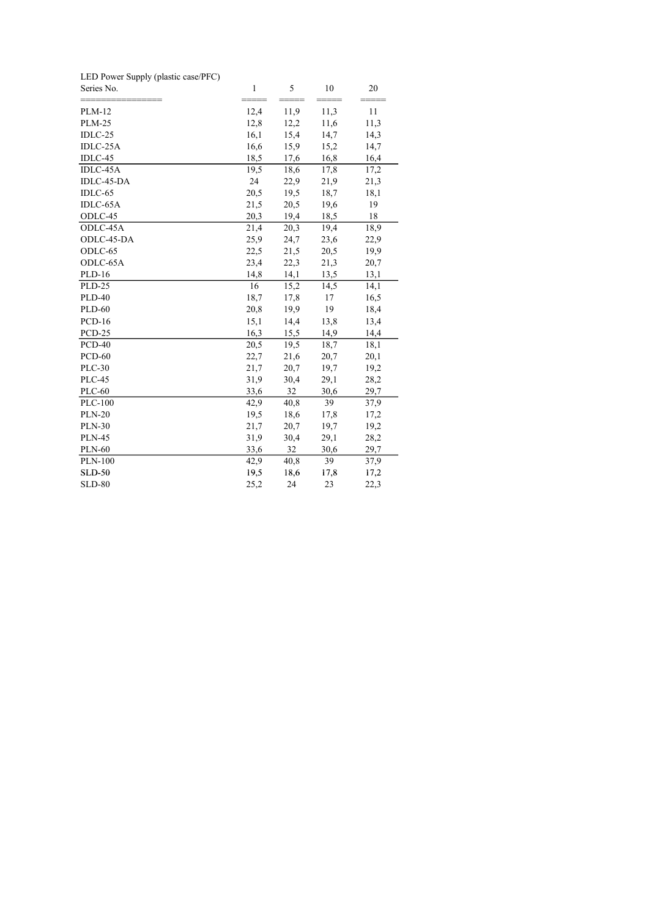LED Power Supply (plastic case/PFC)

| Series No. | 1 | 5 | 10 | 20 |
|---|---|---|---|---|
| PLM-12 | 12,4 | 11,9 | 11,3 | 11 |
| PLM-25 | 12,8 | 12,2 | 11,6 | 11,3 |
| IDLC-25 | 16,1 | 15,4 | 14,7 | 14,3 |
| IDLC-25A | 16,6 | 15,9 | 15,2 | 14,7 |
| IDLC-45 | 18,5 | 17,6 | 16,8 | 16,4 |
| IDLC-45A | 19,5 | 18,6 | 17,8 | 17,2 |
| IDLC-45-DA | 24 | 22,9 | 21,9 | 21,3 |
| IDLC-65 | 20,5 | 19,5 | 18,7 | 18,1 |
| IDLC-65A | 21,5 | 20,5 | 19,6 | 19 |
| ODLC-45 | 20,3 | 19,4 | 18,5 | 18 |
| ODLC-45A | 21,4 | 20,3 | 19,4 | 18,9 |
| ODLC-45-DA | 25,9 | 24,7 | 23,6 | 22,9 |
| ODLC-65 | 22,5 | 21,5 | 20,5 | 19,9 |
| ODLC-65A | 23,4 | 22,3 | 21,3 | 20,7 |
| PLD-16 | 14,8 | 14,1 | 13,5 | 13,1 |
| PLD-25 | 16 | 15,2 | 14,5 | 14,1 |
| PLD-40 | 18,7 | 17,8 | 17 | 16,5 |
| PLD-60 | 20,8 | 19,9 | 19 | 18,4 |
| PCD-16 | 15,1 | 14,4 | 13,8 | 13,4 |
| PCD-25 | 16,3 | 15,5 | 14,9 | 14,4 |
| PCD-40 | 20,5 | 19,5 | 18,7 | 18,1 |
| PCD-60 | 22,7 | 21,6 | 20,7 | 20,1 |
| PLC-30 | 21,7 | 20,7 | 19,7 | 19,2 |
| PLC-45 | 31,9 | 30,4 | 29,1 | 28,2 |
| PLC-60 | 33,6 | 32 | 30,6 | 29,7 |
| PLC-100 | 42,9 | 40,8 | 39 | 37,9 |
| PLN-20 | 19,5 | 18,6 | 17,8 | 17,2 |
| PLN-30 | 21,7 | 20,7 | 19,7 | 19,2 |
| PLN-45 | 31,9 | 30,4 | 29,1 | 28,2 |
| PLN-60 | 33,6 | 32 | 30,6 | 29,7 |
| PLN-100 | 42,9 | 40,8 | 39 | 37,9 |
| SLD-50 | 19,5 | 18,6 | 17,8 | 17,2 |
| SLD-80 | 25,2 | 24 | 23 | 22,3 |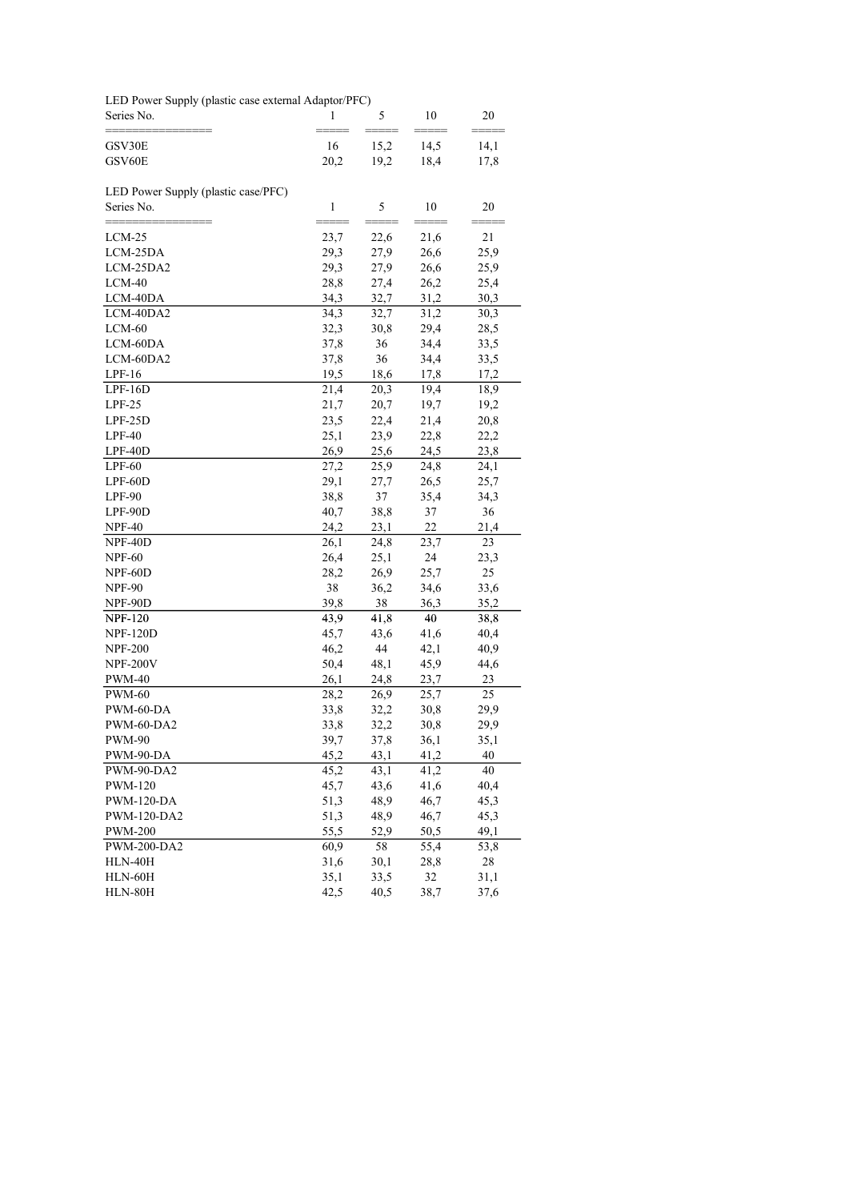LED Power Supply (plastic case external Adaptor/PFC)

| Series No. | 1 | 5 | 10 | 20 |
|---|---|---|---|---|
| GSV30E | 16 | 15,2 | 14,5 | 14,1 |
| GSV60E | 20,2 | 19,2 | 18,4 | 17,8 |

LED Power Supply (plastic case/PFC)

| Series No. | 1 | 5 | 10 | 20 |
|---|---|---|---|---|
| LCM-25 | 23,7 | 22,6 | 21,6 | 21 |
| LCM-25DA | 29,3 | 27,9 | 26,6 | 25,9 |
| LCM-25DA2 | 29,3 | 27,9 | 26,6 | 25,9 |
| LCM-40 | 28,8 | 27,4 | 26,2 | 25,4 |
| LCM-40DA | 34,3 | 32,7 | 31,2 | 30,3 |
| LCM-40DA2 | 34,3 | 32,7 | 31,2 | 30,3 |
| LCM-60 | 32,3 | 30,8 | 29,4 | 28,5 |
| LCM-60DA | 37,8 | 36 | 34,4 | 33,5 |
| LCM-60DA2 | 37,8 | 36 | 34,4 | 33,5 |
| LPF-16 | 19,5 | 18,6 | 17,8 | 17,2 |
| LPF-16D | 21,4 | 20,3 | 19,4 | 18,9 |
| LPF-25 | 21,7 | 20,7 | 19,7 | 19,2 |
| LPF-25D | 23,5 | 22,4 | 21,4 | 20,8 |
| LPF-40 | 25,1 | 23,9 | 22,8 | 22,2 |
| LPF-40D | 26,9 | 25,6 | 24,5 | 23,8 |
| LPF-60 | 27,2 | 25,9 | 24,8 | 24,1 |
| LPF-60D | 29,1 | 27,7 | 26,5 | 25,7 |
| LPF-90 | 38,8 | 37 | 35,4 | 34,3 |
| LPF-90D | 40,7 | 38,8 | 37 | 36 |
| NPF-40 | 24,2 | 23,1 | 22 | 21,4 |
| NPF-40D | 26,1 | 24,8 | 23,7 | 23 |
| NPF-60 | 26,4 | 25,1 | 24 | 23,3 |
| NPF-60D | 28,2 | 26,9 | 25,7 | 25 |
| NPF-90 | 38 | 36,2 | 34,6 | 33,6 |
| NPF-90D | 39,8 | 38 | 36,3 | 35,2 |
| NPF-120 | 43,9 | 41,8 | 40 | 38,8 |
| NPF-120D | 45,7 | 43,6 | 41,6 | 40,4 |
| NPF-200 | 46,2 | 44 | 42,1 | 40,9 |
| NPF-200V | 50,4 | 48,1 | 45,9 | 44,6 |
| PWM-40 | 26,1 | 24,8 | 23,7 | 23 |
| PWM-60 | 28,2 | 26,9 | 25,7 | 25 |
| PWM-60-DA | 33,8 | 32,2 | 30,8 | 29,9 |
| PWM-60-DA2 | 33,8 | 32,2 | 30,8 | 29,9 |
| PWM-90 | 39,7 | 37,8 | 36,1 | 35,1 |
| PWM-90-DA | 45,2 | 43,1 | 41,2 | 40 |
| PWM-90-DA2 | 45,2 | 43,1 | 41,2 | 40 |
| PWM-120 | 45,7 | 43,6 | 41,6 | 40,4 |
| PWM-120-DA | 51,3 | 48,9 | 46,7 | 45,3 |
| PWM-120-DA2 | 51,3 | 48,9 | 46,7 | 45,3 |
| PWM-200 | 55,5 | 52,9 | 50,5 | 49,1 |
| PWM-200-DA2 | 60,9 | 58 | 55,4 | 53,8 |
| HLN-40H | 31,6 | 30,1 | 28,8 | 28 |
| HLN-60H | 35,1 | 33,5 | 32 | 31,1 |
| HLN-80H | 42,5 | 40,5 | 38,7 | 37,6 |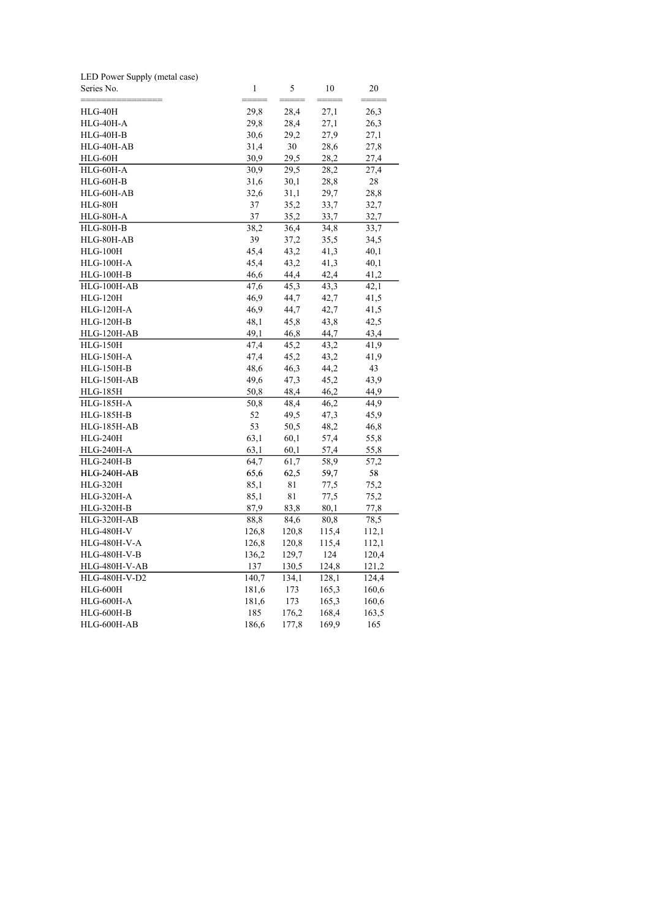LED Power Supply (metal case)

| Series No. | 1 | 5 | 10 | 20 |
|---|---|---|---|---|
| HLG-40H | 29,8 | 28,4 | 27,1 | 26,3 |
| HLG-40H-A | 29,8 | 28,4 | 27,1 | 26,3 |
| HLG-40H-B | 30,6 | 29,2 | 27,9 | 27,1 |
| HLG-40H-AB | 31,4 | 30 | 28,6 | 27,8 |
| HLG-60H | 30,9 | 29,5 | 28,2 | 27,4 |
| HLG-60H-A | 30,9 | 29,5 | 28,2 | 27,4 |
| HLG-60H-B | 31,6 | 30,1 | 28,8 | 28 |
| HLG-60H-AB | 32,6 | 31,1 | 29,7 | 28,8 |
| HLG-80H | 37 | 35,2 | 33,7 | 32,7 |
| HLG-80H-A | 37 | 35,2 | 33,7 | 32,7 |
| HLG-80H-B | 38,2 | 36,4 | 34,8 | 33,7 |
| HLG-80H-AB | 39 | 37,2 | 35,5 | 34,5 |
| HLG-100H | 45,4 | 43,2 | 41,3 | 40,1 |
| HLG-100H-A | 45,4 | 43,2 | 41,3 | 40,1 |
| HLG-100H-B | 46,6 | 44,4 | 42,4 | 41,2 |
| HLG-100H-AB | 47,6 | 45,3 | 43,3 | 42,1 |
| HLG-120H | 46,9 | 44,7 | 42,7 | 41,5 |
| HLG-120H-A | 46,9 | 44,7 | 42,7 | 41,5 |
| HLG-120H-B | 48,1 | 45,8 | 43,8 | 42,5 |
| HLG-120H-AB | 49,1 | 46,8 | 44,7 | 43,4 |
| HLG-150H | 47,4 | 45,2 | 43,2 | 41,9 |
| HLG-150H-A | 47,4 | 45,2 | 43,2 | 41,9 |
| HLG-150H-B | 48,6 | 46,3 | 44,2 | 43 |
| HLG-150H-AB | 49,6 | 47,3 | 45,2 | 43,9 |
| HLG-185H | 50,8 | 48,4 | 46,2 | 44,9 |
| HLG-185H-A | 50,8 | 48,4 | 46,2 | 44,9 |
| HLG-185H-B | 52 | 49,5 | 47,3 | 45,9 |
| HLG-185H-AB | 53 | 50,5 | 48,2 | 46,8 |
| HLG-240H | 63,1 | 60,1 | 57,4 | 55,8 |
| HLG-240H-A | 63,1 | 60,1 | 57,4 | 55,8 |
| HLG-240H-B | 64,7 | 61,7 | 58,9 | 57,2 |
| HLG-240H-AB | 65,6 | 62,5 | 59,7 | 58 |
| HLG-320H | 85,1 | 81 | 77,5 | 75,2 |
| HLG-320H-A | 85,1 | 81 | 77,5 | 75,2 |
| HLG-320H-B | 87,9 | 83,8 | 80,1 | 77,8 |
| HLG-320H-AB | 88,8 | 84,6 | 80,8 | 78,5 |
| HLG-480H-V | 126,8 | 120,8 | 115,4 | 112,1 |
| HLG-480H-V-A | 126,8 | 120,8 | 115,4 | 112,1 |
| HLG-480H-V-B | 136,2 | 129,7 | 124 | 120,4 |
| HLG-480H-V-AB | 137 | 130,5 | 124,8 | 121,2 |
| HLG-480H-V-D2 | 140,7 | 134,1 | 128,1 | 124,4 |
| HLG-600H | 181,6 | 173 | 165,3 | 160,6 |
| HLG-600H-A | 181,6 | 173 | 165,3 | 160,6 |
| HLG-600H-B | 185 | 176,2 | 168,4 | 163,5 |
| HLG-600H-AB | 186,6 | 177,8 | 169,9 | 165 |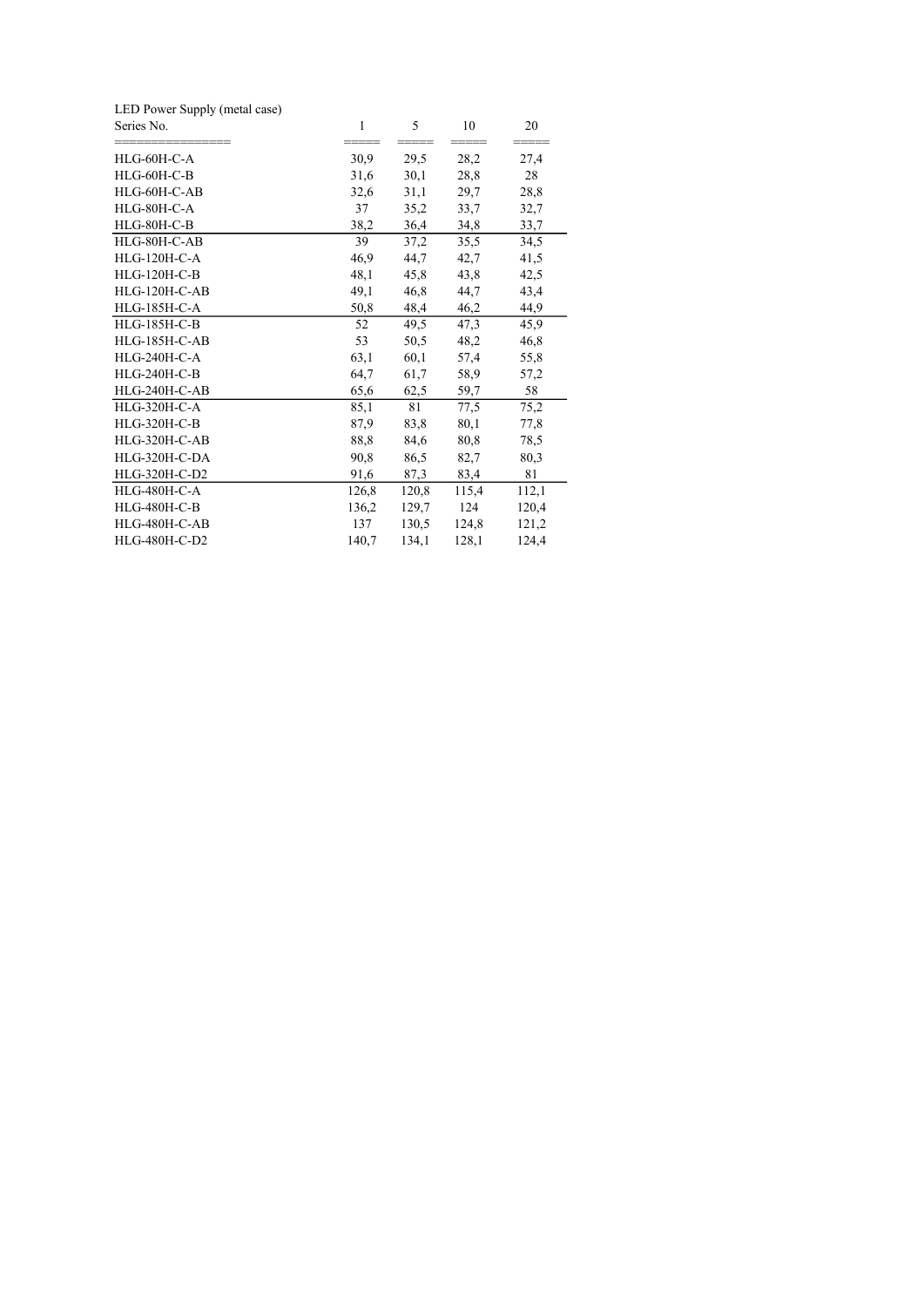LED Power Supply (metal case)

| Series No. | 1 | 5 | 10 | 20 |
|---|---|---|---|---|
| HLG-60H-C-A | 30,9 | 29,5 | 28,2 | 27,4 |
| HLG-60H-C-B | 31,6 | 30,1 | 28,8 | 28 |
| HLG-60H-C-AB | 32,6 | 31,1 | 29,7 | 28,8 |
| HLG-80H-C-A | 37 | 35,2 | 33,7 | 32,7 |
| HLG-80H-C-B | 38,2 | 36,4 | 34,8 | 33,7 |
| HLG-80H-C-AB | 39 | 37,2 | 35,5 | 34,5 |
| HLG-120H-C-A | 46,9 | 44,7 | 42,7 | 41,5 |
| HLG-120H-C-B | 48,1 | 45,8 | 43,8 | 42,5 |
| HLG-120H-C-AB | 49,1 | 46,8 | 44,7 | 43,4 |
| HLG-185H-C-A | 50,8 | 48,4 | 46,2 | 44,9 |
| HLG-185H-C-B | 52 | 49,5 | 47,3 | 45,9 |
| HLG-185H-C-AB | 53 | 50,5 | 48,2 | 46,8 |
| HLG-240H-C-A | 63,1 | 60,1 | 57,4 | 55,8 |
| HLG-240H-C-B | 64,7 | 61,7 | 58,9 | 57,2 |
| HLG-240H-C-AB | 65,6 | 62,5 | 59,7 | 58 |
| HLG-320H-C-A | 85,1 | 81 | 77,5 | 75,2 |
| HLG-320H-C-B | 87,9 | 83,8 | 80,1 | 77,8 |
| HLG-320H-C-AB | 88,8 | 84,6 | 80,8 | 78,5 |
| HLG-320H-C-DA | 90,8 | 86,5 | 82,7 | 80,3 |
| HLG-320H-C-D2 | 91,6 | 87,3 | 83,4 | 81 |
| HLG-480H-C-A | 126,8 | 120,8 | 115,4 | 112,1 |
| HLG-480H-C-B | 136,2 | 129,7 | 124 | 120,4 |
| HLG-480H-C-AB | 137 | 130,5 | 124,8 | 121,2 |
| HLG-480H-C-D2 | 140,7 | 134,1 | 128,1 | 124,4 |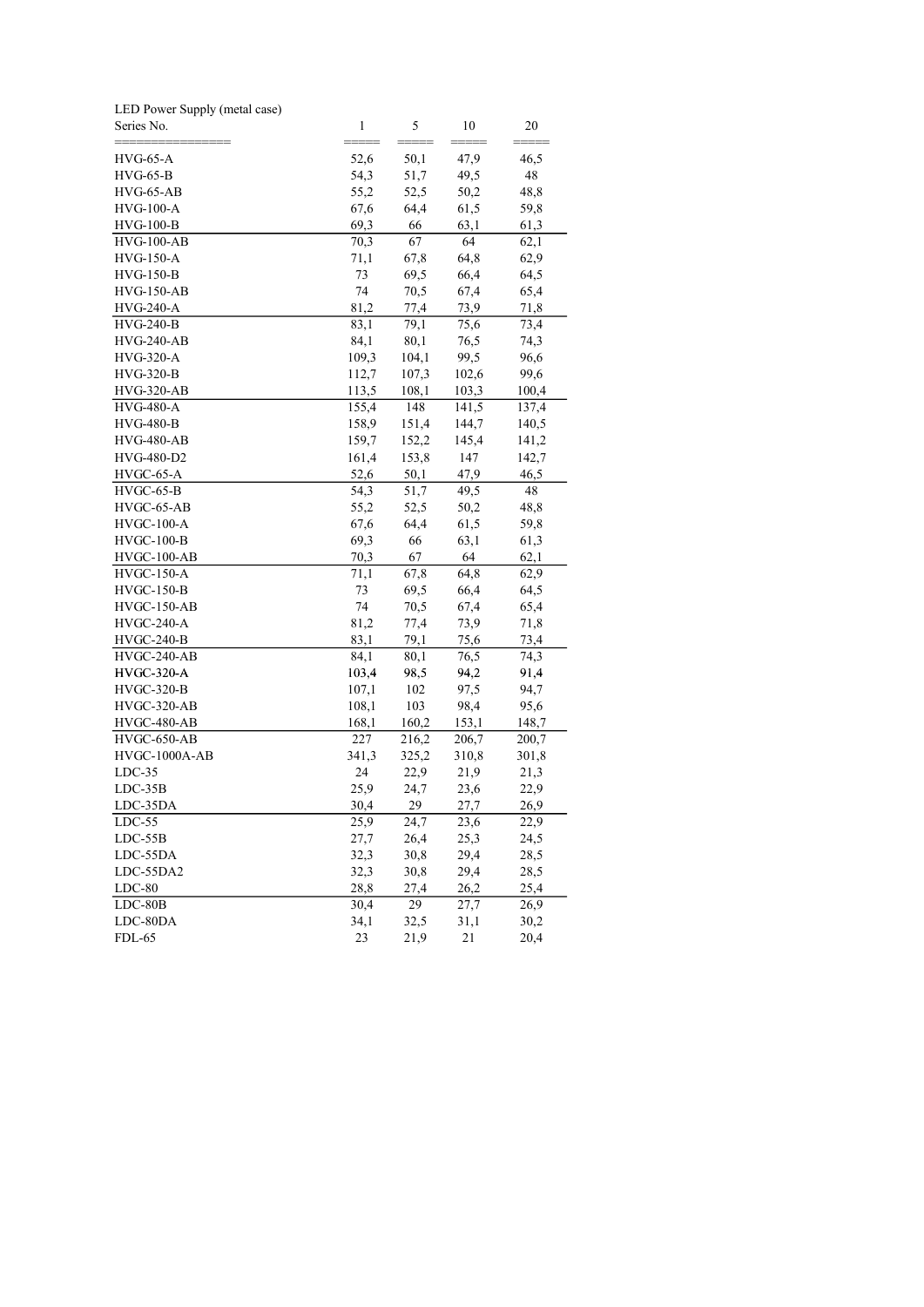LED Power Supply (metal case)

| Series No. | 1 | 5 | 10 | 20 |
|---|---|---|---|---|
| HVG-65-A | 52,6 | 50,1 | 47,9 | 46,5 |
| HVG-65-B | 54,3 | 51,7 | 49,5 | 48 |
| HVG-65-AB | 55,2 | 52,5 | 50,2 | 48,8 |
| HVG-100-A | 67,6 | 64,4 | 61,5 | 59,8 |
| HVG-100-B | 69,3 | 66 | 63,1 | 61,3 |
| HVG-100-AB | 70,3 | 67 | 64 | 62,1 |
| HVG-150-A | 71,1 | 67,8 | 64,8 | 62,9 |
| HVG-150-B | 73 | 69,5 | 66,4 | 64,5 |
| HVG-150-AB | 74 | 70,5 | 67,4 | 65,4 |
| HVG-240-A | 81,2 | 77,4 | 73,9 | 71,8 |
| HVG-240-B | 83,1 | 79,1 | 75,6 | 73,4 |
| HVG-240-AB | 84,1 | 80,1 | 76,5 | 74,3 |
| HVG-320-A | 109,3 | 104,1 | 99,5 | 96,6 |
| HVG-320-B | 112,7 | 107,3 | 102,6 | 99,6 |
| HVG-320-AB | 113,5 | 108,1 | 103,3 | 100,4 |
| HVG-480-A | 155,4 | 148 | 141,5 | 137,4 |
| HVG-480-B | 158,9 | 151,4 | 144,7 | 140,5 |
| HVG-480-AB | 159,7 | 152,2 | 145,4 | 141,2 |
| HVG-480-D2 | 161,4 | 153,8 | 147 | 142,7 |
| HVGC-65-A | 52,6 | 50,1 | 47,9 | 46,5 |
| HVGC-65-B | 54,3 | 51,7 | 49,5 | 48 |
| HVGC-65-AB | 55,2 | 52,5 | 50,2 | 48,8 |
| HVGC-100-A | 67,6 | 64,4 | 61,5 | 59,8 |
| HVGC-100-B | 69,3 | 66 | 63,1 | 61,3 |
| HVGC-100-AB | 70,3 | 67 | 64 | 62,1 |
| HVGC-150-A | 71,1 | 67,8 | 64,8 | 62,9 |
| HVGC-150-B | 73 | 69,5 | 66,4 | 64,5 |
| HVGC-150-AB | 74 | 70,5 | 67,4 | 65,4 |
| HVGC-240-A | 81,2 | 77,4 | 73,9 | 71,8 |
| HVGC-240-B | 83,1 | 79,1 | 75,6 | 73,4 |
| HVGC-240-AB | 84,1 | 80,1 | 76,5 | 74,3 |
| HVGC-320-A | 103,4 | 98,5 | 94,2 | 91,4 |
| HVGC-320-B | 107,1 | 102 | 97,5 | 94,7 |
| HVGC-320-AB | 108,1 | 103 | 98,4 | 95,6 |
| HVGC-480-AB | 168,1 | 160,2 | 153,1 | 148,7 |
| HVGC-650-AB | 227 | 216,2 | 206,7 | 200,7 |
| HVGC-1000A-AB | 341,3 | 325,2 | 310,8 | 301,8 |
| LDC-35 | 24 | 22,9 | 21,9 | 21,3 |
| LDC-35B | 25,9 | 24,7 | 23,6 | 22,9 |
| LDC-35DA | 30,4 | 29 | 27,7 | 26,9 |
| LDC-55 | 25,9 | 24,7 | 23,6 | 22,9 |
| LDC-55B | 27,7 | 26,4 | 25,3 | 24,5 |
| LDC-55DA | 32,3 | 30,8 | 29,4 | 28,5 |
| LDC-55DA2 | 32,3 | 30,8 | 29,4 | 28,5 |
| LDC-80 | 28,8 | 27,4 | 26,2 | 25,4 |
| LDC-80B | 30,4 | 29 | 27,7 | 26,9 |
| LDC-80DA | 34,1 | 32,5 | 31,1 | 30,2 |
| FDL-65 | 23 | 21,9 | 21 | 20,4 |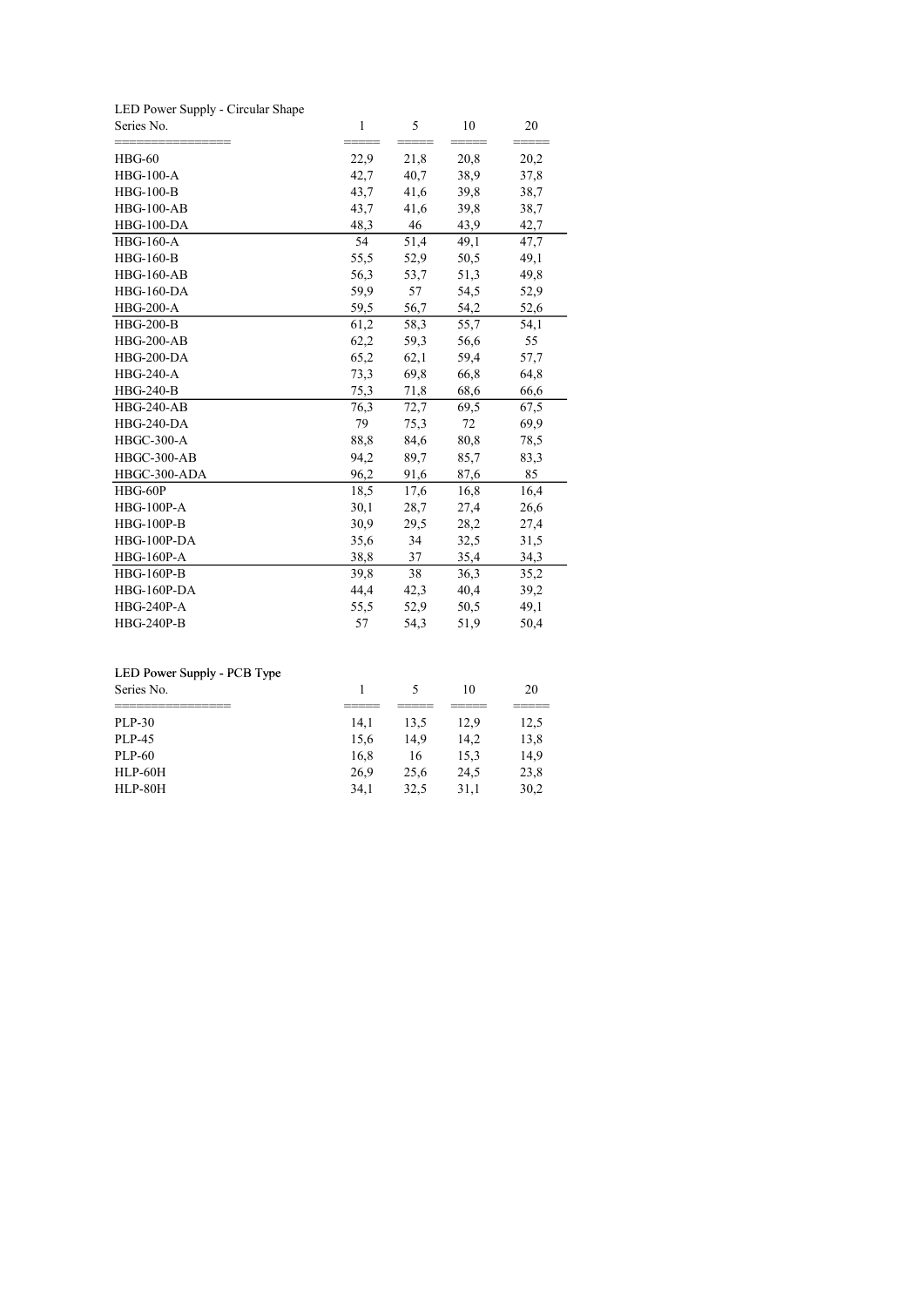LED Power Supply - Circular Shape

| Series No. | 1 | 5 | 10 | 20 |
|---|---|---|---|---|
| HBG-60 | 22,9 | 21,8 | 20,8 | 20,2 |
| HBG-100-A | 42,7 | 40,7 | 38,9 | 37,8 |
| HBG-100-B | 43,7 | 41,6 | 39,8 | 38,7 |
| HBG-100-AB | 43,7 | 41,6 | 39,8 | 38,7 |
| HBG-100-DA | 48,3 | 46 | 43,9 | 42,7 |
| HBG-160-A | 54 | 51,4 | 49,1 | 47,7 |
| HBG-160-B | 55,5 | 52,9 | 50,5 | 49,1 |
| HBG-160-AB | 56,3 | 53,7 | 51,3 | 49,8 |
| HBG-160-DA | 59,9 | 57 | 54,5 | 52,9 |
| HBG-200-A | 59,5 | 56,7 | 54,2 | 52,6 |
| HBG-200-B | 61,2 | 58,3 | 55,7 | 54,1 |
| HBG-200-AB | 62,2 | 59,3 | 56,6 | 55 |
| HBG-200-DA | 65,2 | 62,1 | 59,4 | 57,7 |
| HBG-240-A | 73,3 | 69,8 | 66,8 | 64,8 |
| HBG-240-B | 75,3 | 71,8 | 68,6 | 66,6 |
| HBG-240-AB | 76,3 | 72,7 | 69,5 | 67,5 |
| HBG-240-DA | 79 | 75,3 | 72 | 69,9 |
| HBGC-300-A | 88,8 | 84,6 | 80,8 | 78,5 |
| HBGC-300-AB | 94,2 | 89,7 | 85,7 | 83,3 |
| HBGC-300-ADA | 96,2 | 91,6 | 87,6 | 85 |
| HBG-60P | 18,5 | 17,6 | 16,8 | 16,4 |
| HBG-100P-A | 30,1 | 28,7 | 27,4 | 26,6 |
| HBG-100P-B | 30,9 | 29,5 | 28,2 | 27,4 |
| HBG-100P-DA | 35,6 | 34 | 32,5 | 31,5 |
| HBG-160P-A | 38,8 | 37 | 35,4 | 34,3 |
| HBG-160P-B | 39,8 | 38 | 36,3 | 35,2 |
| HBG-160P-DA | 44,4 | 42,3 | 40,4 | 39,2 |
| HBG-240P-A | 55,5 | 52,9 | 50,5 | 49,1 |
| HBG-240P-B | 57 | 54,3 | 51,9 | 50,4 |

LED Power Supply - PCB Type

| Series No. | 1 | 5 | 10 | 20 |
|---|---|---|---|---|
| PLP-30 | 14,1 | 13,5 | 12,9 | 12,5 |
| PLP-45 | 15,6 | 14,9 | 14,2 | 13,8 |
| PLP-60 | 16,8 | 16 | 15,3 | 14,9 |
| HLP-60H | 26,9 | 25,6 | 24,5 | 23,8 |
| HLP-80H | 34,1 | 32,5 | 31,1 | 30,2 |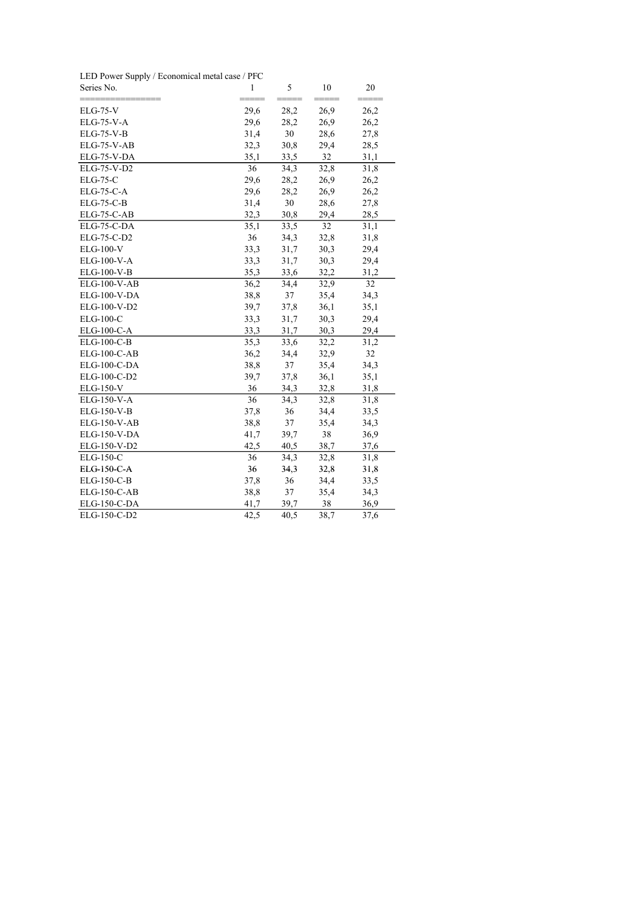LED Power Supply / Economical metal case / PFC

| Series No. | 1 | 5 | 10 | 20 |
|---|---|---|---|---|
| ELG-75-V | 29,6 | 28,2 | 26,9 | 26,2 |
| ELG-75-V-A | 29,6 | 28,2 | 26,9 | 26,2 |
| ELG-75-V-B | 31,4 | 30 | 28,6 | 27,8 |
| ELG-75-V-AB | 32,3 | 30,8 | 29,4 | 28,5 |
| ELG-75-V-DA | 35,1 | 33,5 | 32 | 31,1 |
| ELG-75-V-D2 | 36 | 34,3 | 32,8 | 31,8 |
| ELG-75-C | 29,6 | 28,2 | 26,9 | 26,2 |
| ELG-75-C-A | 29,6 | 28,2 | 26,9 | 26,2 |
| ELG-75-C-B | 31,4 | 30 | 28,6 | 27,8 |
| ELG-75-C-AB | 32,3 | 30,8 | 29,4 | 28,5 |
| ELG-75-C-DA | 35,1 | 33,5 | 32 | 31,1 |
| ELG-75-C-D2 | 36 | 34,3 | 32,8 | 31,8 |
| ELG-100-V | 33,3 | 31,7 | 30,3 | 29,4 |
| ELG-100-V-A | 33,3 | 31,7 | 30,3 | 29,4 |
| ELG-100-V-B | 35,3 | 33,6 | 32,2 | 31,2 |
| ELG-100-V-AB | 36,2 | 34,4 | 32,9 | 32 |
| ELG-100-V-DA | 38,8 | 37 | 35,4 | 34,3 |
| ELG-100-V-D2 | 39,7 | 37,8 | 36,1 | 35,1 |
| ELG-100-C | 33,3 | 31,7 | 30,3 | 29,4 |
| ELG-100-C-A | 33,3 | 31,7 | 30,3 | 29,4 |
| ELG-100-C-B | 35,3 | 33,6 | 32,2 | 31,2 |
| ELG-100-C-AB | 36,2 | 34,4 | 32,9 | 32 |
| ELG-100-C-DA | 38,8 | 37 | 35,4 | 34,3 |
| ELG-100-C-D2 | 39,7 | 37,8 | 36,1 | 35,1 |
| ELG-150-V | 36 | 34,3 | 32,8 | 31,8 |
| ELG-150-V-A | 36 | 34,3 | 32,8 | 31,8 |
| ELG-150-V-B | 37,8 | 36 | 34,4 | 33,5 |
| ELG-150-V-AB | 38,8 | 37 | 35,4 | 34,3 |
| ELG-150-V-DA | 41,7 | 39,7 | 38 | 36,9 |
| ELG-150-V-D2 | 42,5 | 40,5 | 38,7 | 37,6 |
| ELG-150-C | 36 | 34,3 | 32,8 | 31,8 |
| ELG-150-C-A | 36 | 34,3 | 32,8 | 31,8 |
| ELG-150-C-B | 37,8 | 36 | 34,4 | 33,5 |
| ELG-150-C-AB | 38,8 | 37 | 35,4 | 34,3 |
| ELG-150-C-DA | 41,7 | 39,7 | 38 | 36,9 |
| ELG-150-C-D2 | 42,5 | 40,5 | 38,7 | 37,6 |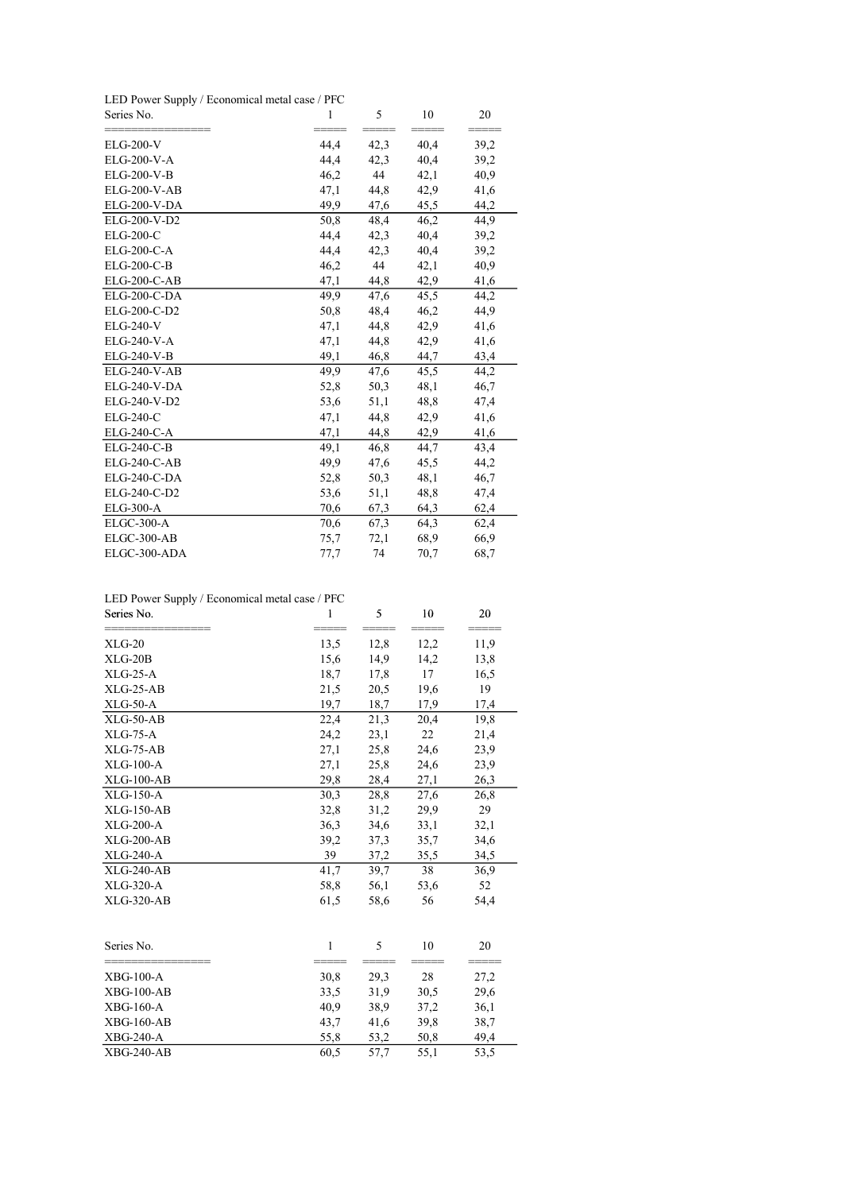LED Power Supply / Economical metal case / PFC

| Series No. | 1 | 5 | 10 | 20 |
|---|---|---|---|---|
| ELG-200-V | 44,4 | 42,3 | 40,4 | 39,2 |
| ELG-200-V-A | 44,4 | 42,3 | 40,4 | 39,2 |
| ELG-200-V-B | 46,2 | 44 | 42,1 | 40,9 |
| ELG-200-V-AB | 47,1 | 44,8 | 42,9 | 41,6 |
| ELG-200-V-DA | 49,9 | 47,6 | 45,5 | 44,2 |
| ELG-200-V-D2 | 50,8 | 48,4 | 46,2 | 44,9 |
| ELG-200-C | 44,4 | 42,3 | 40,4 | 39,2 |
| ELG-200-C-A | 44,4 | 42,3 | 40,4 | 39,2 |
| ELG-200-C-B | 46,2 | 44 | 42,1 | 40,9 |
| ELG-200-C-AB | 47,1 | 44,8 | 42,9 | 41,6 |
| ELG-200-C-DA | 49,9 | 47,6 | 45,5 | 44,2 |
| ELG-200-C-D2 | 50,8 | 48,4 | 46,2 | 44,9 |
| ELG-240-V | 47,1 | 44,8 | 42,9 | 41,6 |
| ELG-240-V-A | 47,1 | 44,8 | 42,9 | 41,6 |
| ELG-240-V-B | 49,1 | 46,8 | 44,7 | 43,4 |
| ELG-240-V-AB | 49,9 | 47,6 | 45,5 | 44,2 |
| ELG-240-V-DA | 52,8 | 50,3 | 48,1 | 46,7 |
| ELG-240-V-D2 | 53,6 | 51,1 | 48,8 | 47,4 |
| ELG-240-C | 47,1 | 44,8 | 42,9 | 41,6 |
| ELG-240-C-A | 47,1 | 44,8 | 42,9 | 41,6 |
| ELG-240-C-B | 49,1 | 46,8 | 44,7 | 43,4 |
| ELG-240-C-AB | 49,9 | 47,6 | 45,5 | 44,2 |
| ELG-240-C-DA | 52,8 | 50,3 | 48,1 | 46,7 |
| ELG-240-C-D2 | 53,6 | 51,1 | 48,8 | 47,4 |
| ELG-300-A | 70,6 | 67,3 | 64,3 | 62,4 |
| ELGC-300-A | 70,6 | 67,3 | 64,3 | 62,4 |
| ELGC-300-AB | 75,7 | 72,1 | 68,9 | 66,9 |
| ELGC-300-ADA | 77,7 | 74 | 70,7 | 68,7 |

LED Power Supply / Economical metal case / PFC

| Series No. | 1 | 5 | 10 | 20 |
|---|---|---|---|---|
| XLG-20 | 13,5 | 12,8 | 12,2 | 11,9 |
| XLG-20B | 15,6 | 14,9 | 14,2 | 13,8 |
| XLG-25-A | 18,7 | 17,8 | 17 | 16,5 |
| XLG-25-AB | 21,5 | 20,5 | 19,6 | 19 |
| XLG-50-A | 19,7 | 18,7 | 17,9 | 17,4 |
| XLG-50-AB | 22,4 | 21,3 | 20,4 | 19,8 |
| XLG-75-A | 24,2 | 23,1 | 22 | 21,4 |
| XLG-75-AB | 27,1 | 25,8 | 24,6 | 23,9 |
| XLG-100-A | 27,1 | 25,8 | 24,6 | 23,9 |
| XLG-100-AB | 29,8 | 28,4 | 27,1 | 26,3 |
| XLG-150-A | 30,3 | 28,8 | 27,6 | 26,8 |
| XLG-150-AB | 32,8 | 31,2 | 29,9 | 29 |
| XLG-200-A | 36,3 | 34,6 | 33,1 | 32,1 |
| XLG-200-AB | 39,2 | 37,3 | 35,7 | 34,6 |
| XLG-240-A | 39 | 37,2 | 35,5 | 34,5 |
| XLG-240-AB | 41,7 | 39,7 | 38 | 36,9 |
| XLG-320-A | 58,8 | 56,1 | 53,6 | 52 |
| XLG-320-AB | 61,5 | 58,6 | 56 | 54,4 |

| Series No. | 1 | 5 | 10 | 20 |
|---|---|---|---|---|
| XBG-100-A | 30,8 | 29,3 | 28 | 27,2 |
| XBG-100-AB | 33,5 | 31,9 | 30,5 | 29,6 |
| XBG-160-A | 40,9 | 38,9 | 37,2 | 36,1 |
| XBG-160-AB | 43,7 | 41,6 | 39,8 | 38,7 |
| XBG-240-A | 55,8 | 53,2 | 50,8 | 49,4 |
| XBG-240-AB | 60,5 | 57,7 | 55,1 | 53,5 |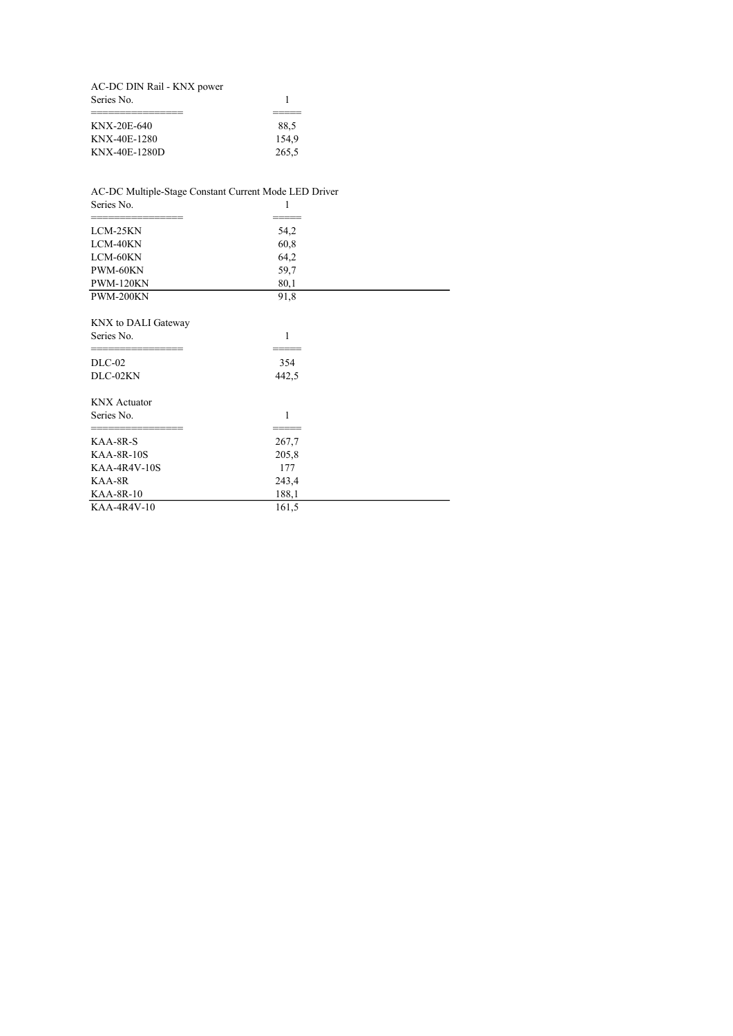AC-DC DIN Rail - KNX power

| Series No. | 1 |
|---|---|
| KNX-20E-640 | 88,5 |
| KNX-40E-1280 | 154,9 |
| KNX-40E-1280D | 265,5 |

AC-DC Multiple-Stage Constant Current Mode LED Driver

| Series No. | 1 |
|---|---|
| LCM-25KN | 54,2 |
| LCM-40KN | 60,8 |
| LCM-60KN | 64,2 |
| PWM-60KN | 59,7 |
| PWM-120KN | 80,1 |
| PWM-200KN | 91,8 |

KNX to DALI Gateway

| Series No. | 1 |
|---|---|
| DLC-02 | 354 |
| DLC-02KN | 442,5 |

KNX Actuator

| Series No. | 1 |
|---|---|
| KAA-8R-S | 267,7 |
| KAA-8R-10S | 205,8 |
| KAA-4R4V-10S | 177 |
| KAA-8R | 243,4 |
| KAA-8R-10 | 188,1 |
| KAA-4R4V-10 | 161,5 |